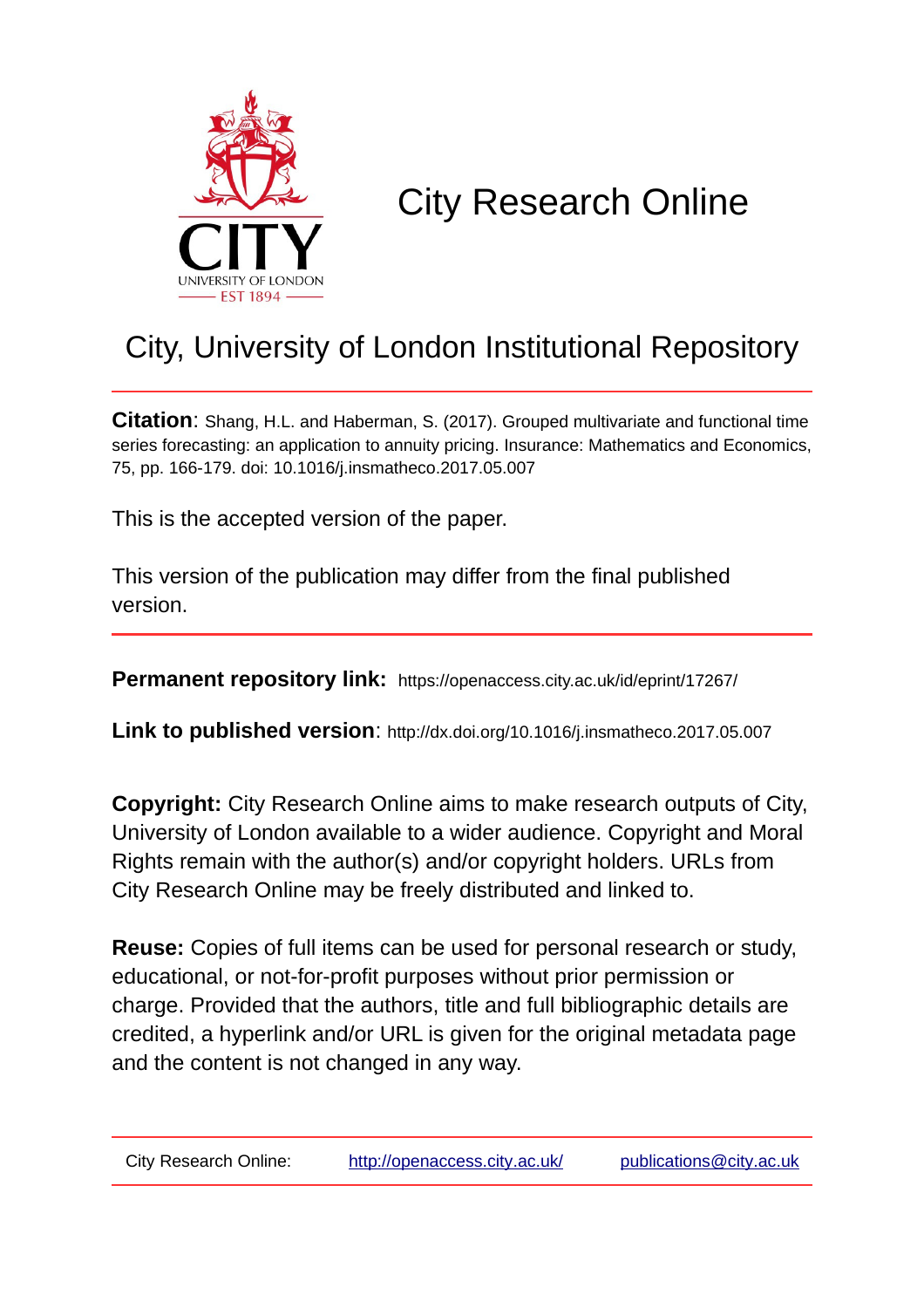# City Research Online

## City, University of London Institutional Repository

**Citation**: Shang, H.L. and Haberman, S. (2017). Grouped multivariate and functional time series forecasting: an application to annuity pricing. Insurance: Mathematics and Economics, 75, pp. 166-179. doi: 10.1016/j.insmatheco.2017.05.007

This is the accepted version of the paper.

This version of the publication may differ from the final published version.

**Permanent repository link:** https://openaccess.city.ac.uk/id/eprint/17267/

**Link to published version**: http://dx.doi.org/10.1016/j.insmatheco.2017.05.007

**Copyright:** City Research Online aims to make research outputs of City, University of London available to a wider audience. Copyright and Moral Rights remain with the author(s) and/or copyright holders. URLs from City Research Online may be freely distributed and linked to.

**Reuse:** Copies of full items can be used for personal research or study, educational, or not-for-profit purposes without prior permission or charge. Provided that the authors, title and full bibliographic details are credited, a hyperlink and/or URL is given for the original metadata page and the content is not changed in any way.

City Research Online: http://openaccess.city.ac.uk/ publications@city.ac.uk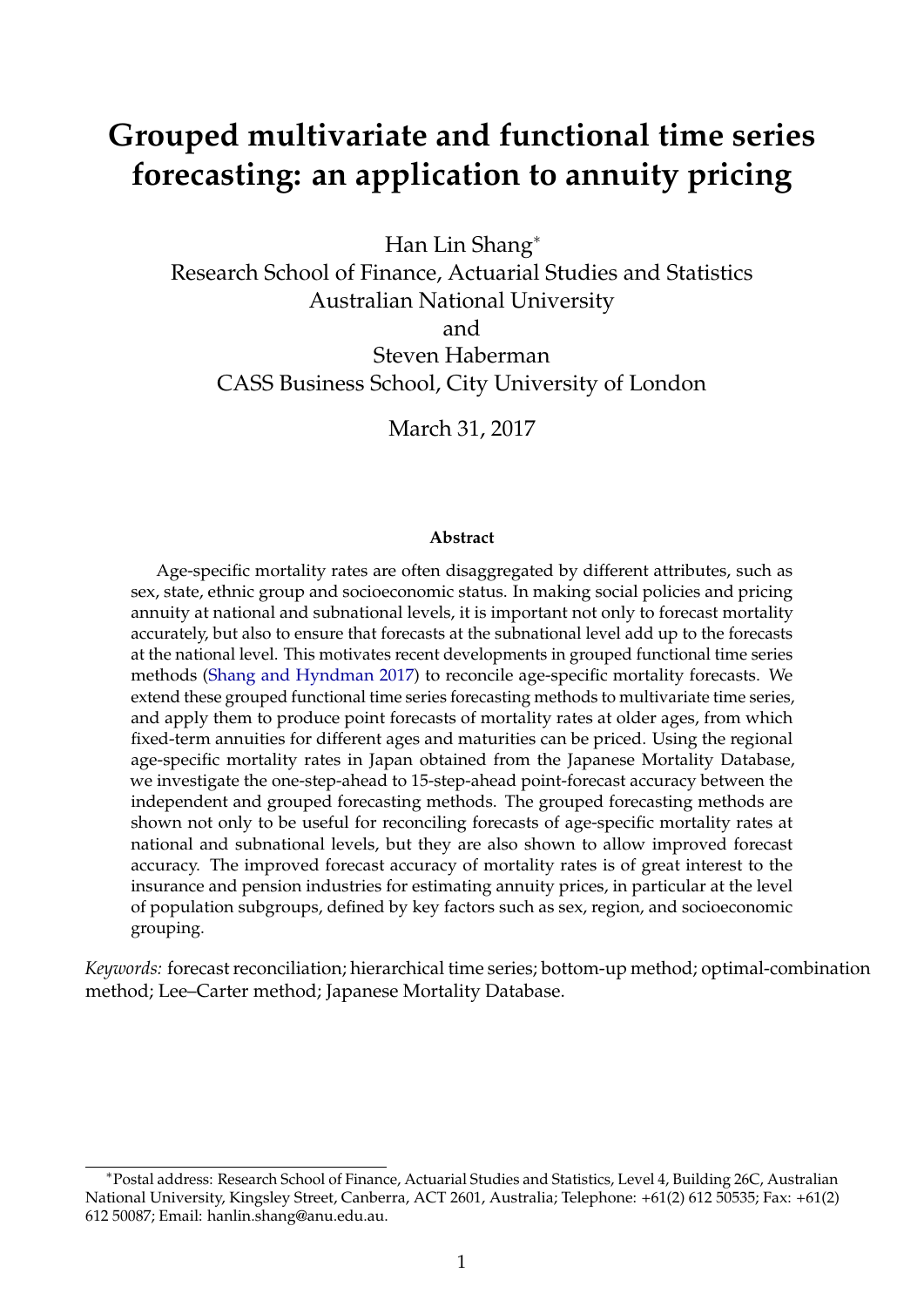# Grouped multivariate and functional time series forecasting: an application to annuity pricing

Han Lin Shang[*]
Research School of Finance, Actuarial Studies and Statistics
Australian National University
and
Steven Haberman
CASS Business School, City University of London

March 31, 2017

**Abstract**

Age-specific mortality rates are often disaggregated by different attributes, such as sex, state, ethnic group and socioeconomic status. In making social policies and pricing annuity at national and subnational levels, it is important not only to forecast mortality accurately, but also to ensure that forecasts at the subnational level add up to the forecasts at the national level. This motivates recent developments in grouped functional time series methods (Shang and Hyndman 2017) to reconcile age-specific mortality forecasts. We extend these grouped functional time series forecasting methods to multivariate time series, and apply them to produce point forecasts of mortality rates at older ages, from which fixed-term annuities for different ages and maturities can be priced. Using the regional age-specific mortality rates in Japan obtained from the Japanese Mortality Database, we investigate the one-step-ahead to 15-step-ahead point-forecast accuracy between the independent and grouped forecasting methods. The grouped forecasting methods are shown not only to be useful for reconciling forecasts of age-specific mortality rates at national and subnational levels, but they are also shown to allow improved forecast accuracy. The improved forecast accuracy of mortality rates is of great interest to the insurance and pension industries for estimating annuity prices, in particular at the level of population subgroups, defined by key factors such as sex, region, and socioeconomic grouping.

*Keywords:* forecast reconciliation; hierarchical time series; bottom-up method; optimal-combination method; Lee–Carter method; Japanese Mortality Database.

[*]Postal address: Research School of Finance, Actuarial Studies and Statistics, Level 4, Building 26C, Australian National University, Kingsley Street, Canberra, ACT 2601, Australia; Telephone: +61(2) 612 50535; Fax: +61(2) 612 50087; Email: hanlin.shang@anu.edu.au.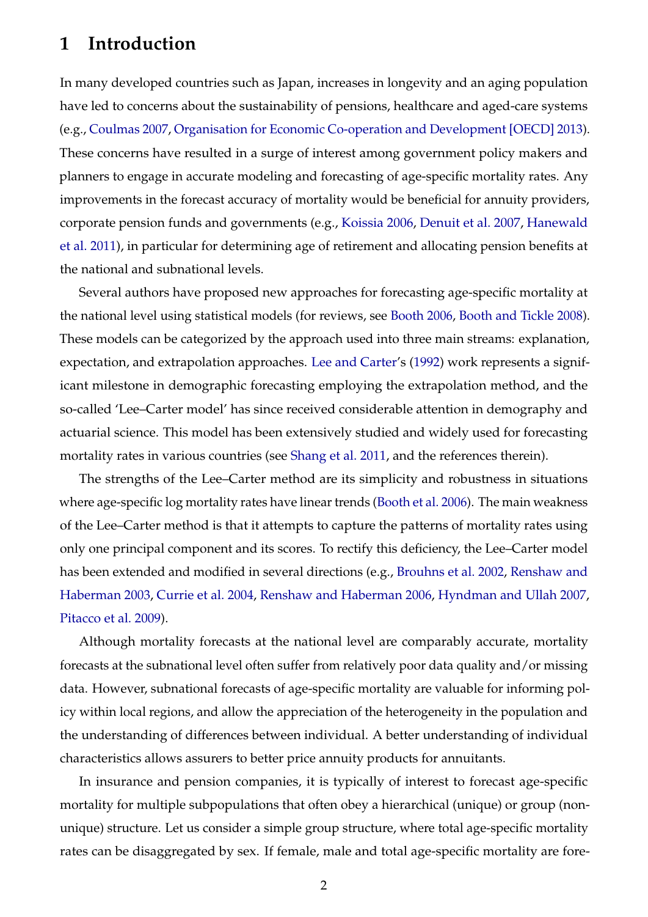# 1 Introduction

In many developed countries such as Japan, increases in longevity and an aging population have led to concerns about the sustainability of pensions, healthcare and aged-care systems (e.g., Coulmas 2007, Organisation for Economic Co-operation and Development [OECD] 2013). These concerns have resulted in a surge of interest among government policy makers and planners to engage in accurate modeling and forecasting of age-specific mortality rates. Any improvements in the forecast accuracy of mortality would be beneficial for annuity providers, corporate pension funds and governments (e.g., Koissia 2006, Denuit et al. 2007, Hanewald et al. 2011), in particular for determining age of retirement and allocating pension benefits at the national and subnational levels.

Several authors have proposed new approaches for forecasting age-specific mortality at the national level using statistical models (for reviews, see Booth 2006, Booth and Tickle 2008). These models can be categorized by the approach used into three main streams: explanation, expectation, and extrapolation approaches. Lee and Carter's (1992) work represents a significant milestone in demographic forecasting employing the extrapolation method, and the so-called 'Lee–Carter model' has since received considerable attention in demography and actuarial science. This model has been extensively studied and widely used for forecasting mortality rates in various countries (see Shang et al. 2011, and the references therein).

The strengths of the Lee–Carter method are its simplicity and robustness in situations where age-specific log mortality rates have linear trends (Booth et al. 2006). The main weakness of the Lee–Carter method is that it attempts to capture the patterns of mortality rates using only one principal component and its scores. To rectify this deficiency, the Lee–Carter model has been extended and modified in several directions (e.g., Brouhns et al. 2002, Renshaw and Haberman 2003, Currie et al. 2004, Renshaw and Haberman 2006, Hyndman and Ullah 2007, Pitacco et al. 2009).

Although mortality forecasts at the national level are comparably accurate, mortality forecasts at the subnational level often suffer from relatively poor data quality and/or missing data. However, subnational forecasts of age-specific mortality are valuable for informing policy within local regions, and allow the appreciation of the heterogeneity in the population and the understanding of differences between individual. A better understanding of individual characteristics allows assurers to better price annuity products for annuitants.

In insurance and pension companies, it is typically of interest to forecast age-specific mortality for multiple subpopulations that often obey a hierarchical (unique) or group (non-unique) structure. Let us consider a simple group structure, where total age-specific mortality rates can be disaggregated by sex. If female, male and total age-specific mortality are fore-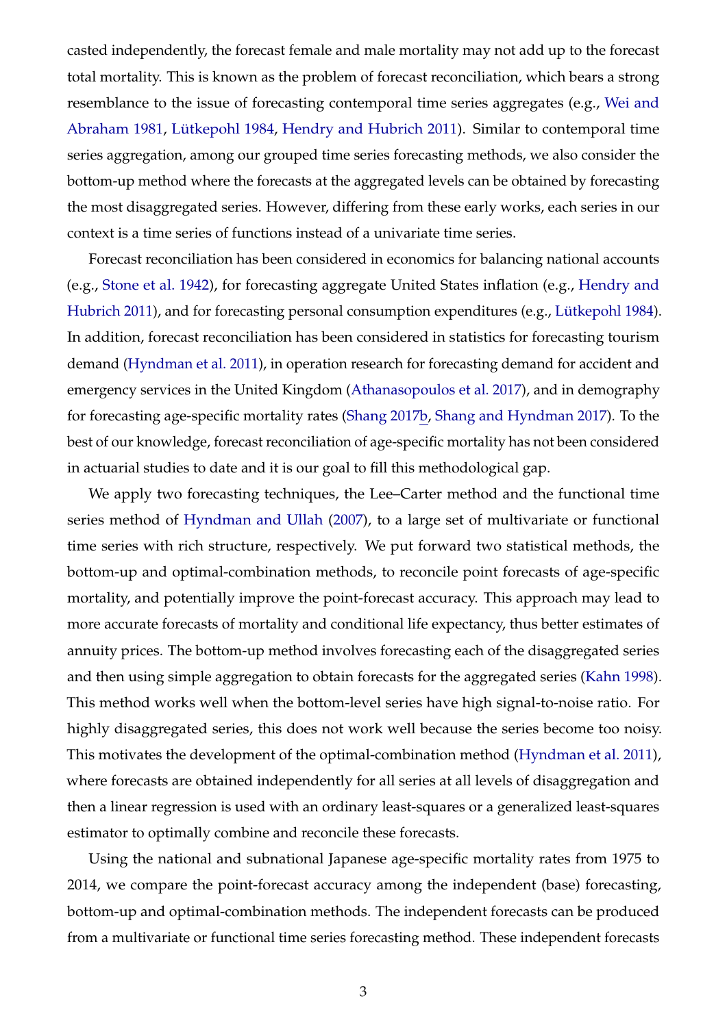casted independently, the forecast female and male mortality may not add up to the forecast total mortality. This is known as the problem of forecast reconciliation, which bears a strong resemblance to the issue of forecasting contemporal time series aggregates (e.g., Wei and Abraham 1981, Lütkepohl 1984, Hendry and Hubrich 2011). Similar to contemporal time series aggregation, among our grouped time series forecasting methods, we also consider the bottom-up method where the forecasts at the aggregated levels can be obtained by forecasting the most disaggregated series. However, differing from these early works, each series in our context is a time series of functions instead of a univariate time series.

Forecast reconciliation has been considered in economics for balancing national accounts (e.g., Stone et al. 1942), for forecasting aggregate United States inflation (e.g., Hendry and Hubrich 2011), and for forecasting personal consumption expenditures (e.g., Lütkepohl 1984). In addition, forecast reconciliation has been considered in statistics for forecasting tourism demand (Hyndman et al. 2011), in operation research for forecasting demand for accident and emergency services in the United Kingdom (Athanasopoulos et al. 2017), and in demography for forecasting age-specific mortality rates (Shang 2017b, Shang and Hyndman 2017). To the best of our knowledge, forecast reconciliation of age-specific mortality has not been considered in actuarial studies to date and it is our goal to fill this methodological gap.

We apply two forecasting techniques, the Lee–Carter method and the functional time series method of Hyndman and Ullah (2007), to a large set of multivariate or functional time series with rich structure, respectively. We put forward two statistical methods, the bottom-up and optimal-combination methods, to reconcile point forecasts of age-specific mortality, and potentially improve the point-forecast accuracy. This approach may lead to more accurate forecasts of mortality and conditional life expectancy, thus better estimates of annuity prices. The bottom-up method involves forecasting each of the disaggregated series and then using simple aggregation to obtain forecasts for the aggregated series (Kahn 1998). This method works well when the bottom-level series have high signal-to-noise ratio. For highly disaggregated series, this does not work well because the series become too noisy. This motivates the development of the optimal-combination method (Hyndman et al. 2011), where forecasts are obtained independently for all series at all levels of disaggregation and then a linear regression is used with an ordinary least-squares or a generalized least-squares estimator to optimally combine and reconcile these forecasts.

Using the national and subnational Japanese age-specific mortality rates from 1975 to 2014, we compare the point-forecast accuracy among the independent (base) forecasting, bottom-up and optimal-combination methods. The independent forecasts can be produced from a multivariate or functional time series forecasting method. These independent forecasts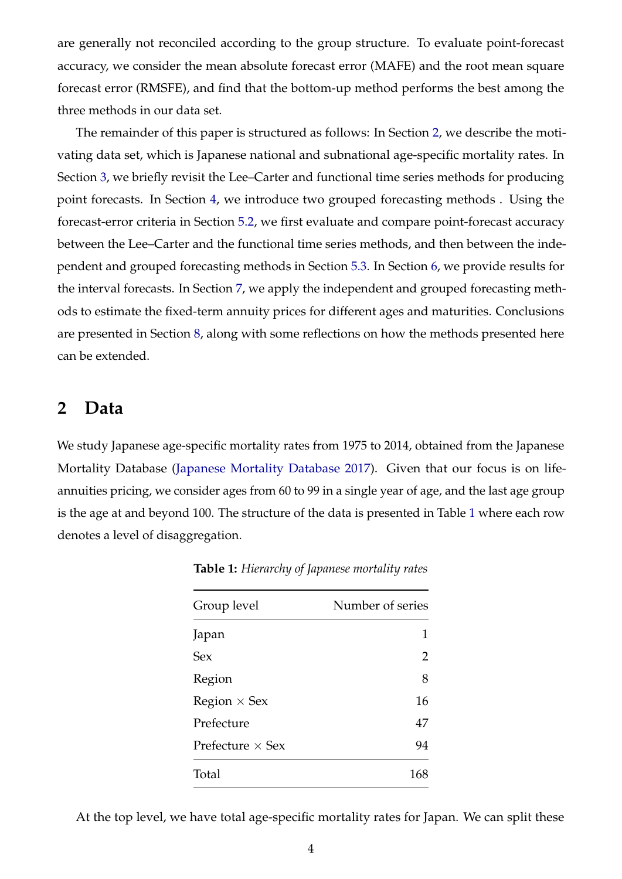are generally not reconciled according to the group structure. To evaluate point-forecast accuracy, we consider the mean absolute forecast error (MAFE) and the root mean square forecast error (RMSFE), and find that the bottom-up method performs the best among the three methods in our data set.

The remainder of this paper is structured as follows: In Section 2, we describe the motivating data set, which is Japanese national and subnational age-specific mortality rates. In Section 3, we briefly revisit the Lee–Carter and functional time series methods for producing point forecasts. In Section 4, we introduce two grouped forecasting methods . Using the forecast-error criteria in Section 5.2, we first evaluate and compare point-forecast accuracy between the Lee–Carter and the functional time series methods, and then between the independent and grouped forecasting methods in Section 5.3. In Section 6, we provide results for the interval forecasts. In Section 7, we apply the independent and grouped forecasting methods to estimate the fixed-term annuity prices for different ages and maturities. Conclusions are presented in Section 8, along with some reflections on how the methods presented here can be extended.

## 2 Data

We study Japanese age-specific mortality rates from 1975 to 2014, obtained from the Japanese Mortality Database (Japanese Mortality Database 2017). Given that our focus is on life-annuities pricing, we consider ages from 60 to 99 in a single year of age, and the last age group is the age at and beyond 100. The structure of the data is presented in Table 1 where each row denotes a level of disaggregation.

**Table 1:** *Hierarchy of Japanese mortality rates*

| Group level | Number of series |
|---|---|
| Japan | 1 |
| Sex | 2 |
| Region | 8 |
| Region × Sex | 16 |
| Prefecture | 47 |
| Prefecture × Sex | 94 |
| Total | 168 |

At the top level, we have total age-specific mortality rates for Japan. We can split these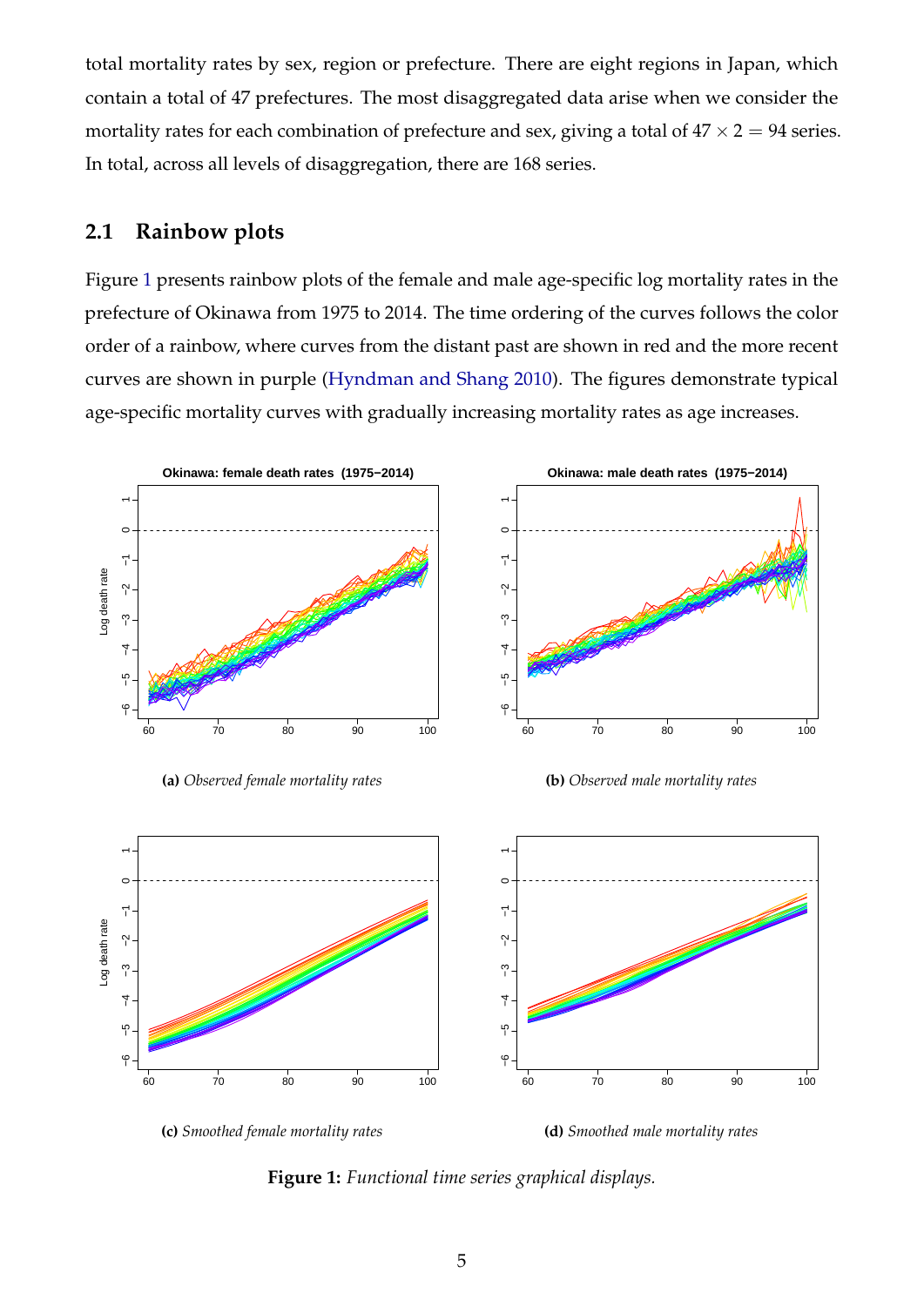total mortality rates by sex, region or prefecture. There are eight regions in Japan, which contain a total of 47 prefectures. The most disaggregated data arise when we consider the mortality rates for each combination of prefecture and sex, giving a total of $47 \times 2 = 94$ series. In total, across all levels of disaggregation, there are 168 series.

## 2.1 Rainbow plots

Figure 1 presents rainbow plots of the female and male age-specific log mortality rates in the prefecture of Okinawa from 1975 to 2014. The time ordering of the curves follows the color order of a rainbow, where curves from the distant past are shown in red and the more recent curves are shown in purple (Hyndman and Shang 2010). The figures demonstrate typical age-specific mortality curves with gradually increasing mortality rates as age increases.

**(a)** *Observed female mortality rates*

**(b)** *Observed male mortality rates*

**(c)** *Smoothed female mortality rates*

**(d)** *Smoothed male mortality rates*

**Figure 1:** *Functional time series graphical displays.*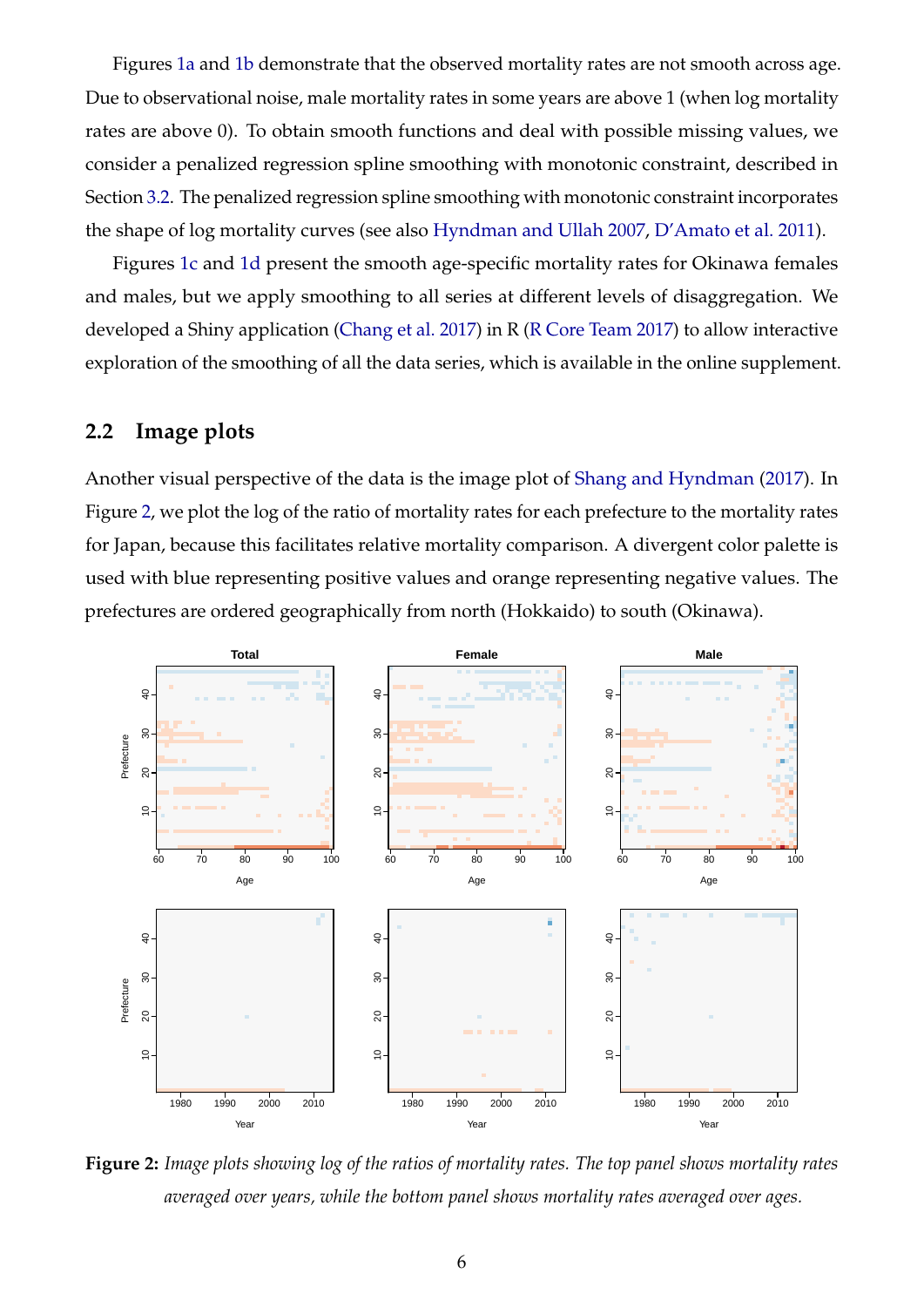Figures 1a and 1b demonstrate that the observed mortality rates are not smooth across age. Due to observational noise, male mortality rates in some years are above 1 (when log mortality rates are above 0). To obtain smooth functions and deal with possible missing values, we consider a penalized regression spline smoothing with monotonic constraint, described in Section 3.2. The penalized regression spline smoothing with monotonic constraint incorporates the shape of log mortality curves (see also Hyndman and Ullah 2007, D'Amato et al. 2011).

Figures 1c and 1d present the smooth age-specific mortality rates for Okinawa females and males, but we apply smoothing to all series at different levels of disaggregation. We developed a Shiny application (Chang et al. 2017) in R (R Core Team 2017) to allow interactive exploration of the smoothing of all the data series, which is available in the online supplement.

## 2.2 Image plots

Another visual perspective of the data is the image plot of Shang and Hyndman (2017). In Figure 2, we plot the log of the ratio of mortality rates for each prefecture to the mortality rates for Japan, because this facilitates relative mortality comparison. A divergent color palette is used with blue representing positive values and orange representing negative values. The prefectures are ordered geographically from north (Hokkaido) to south (Okinawa).

**Figure 2:** *Image plots showing log of the ratios of mortality rates. The top panel shows mortality rates averaged over years, while the bottom panel shows mortality rates averaged over ages.*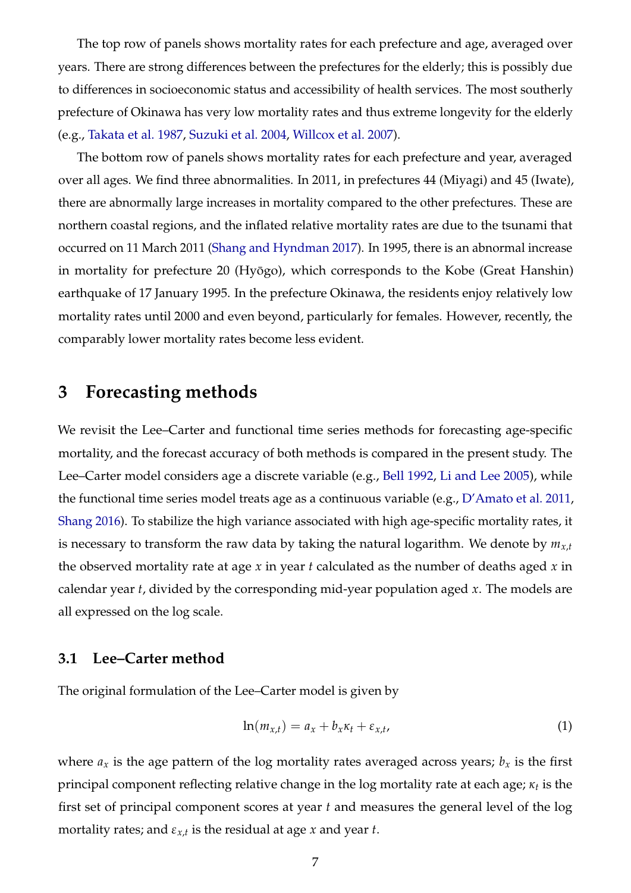The top row of panels shows mortality rates for each prefecture and age, averaged over years. There are strong differences between the prefectures for the elderly; this is possibly due to differences in socioeconomic status and accessibility of health services. The most southerly prefecture of Okinawa has very low mortality rates and thus extreme longevity for the elderly (e.g., Takata et al. 1987, Suzuki et al. 2004, Willcox et al. 2007).

The bottom row of panels shows mortality rates for each prefecture and year, averaged over all ages. We find three abnormalities. In 2011, in prefectures 44 (Miyagi) and 45 (Iwate), there are abnormally large increases in mortality compared to the other prefectures. These are northern coastal regions, and the inflated relative mortality rates are due to the tsunami that occurred on 11 March 2011 (Shang and Hyndman 2017). In 1995, there is an abnormal increase in mortality for prefecture 20 (Hyōgo), which corresponds to the Kobe (Great Hanshin) earthquake of 17 January 1995. In the prefecture Okinawa, the residents enjoy relatively low mortality rates until 2000 and even beyond, particularly for females. However, recently, the comparably lower mortality rates become less evident.

## 3 Forecasting methods

We revisit the Lee–Carter and functional time series methods for forecasting age-specific mortality, and the forecast accuracy of both methods is compared in the present study. The Lee–Carter model considers age a discrete variable (e.g., Bell 1992, Li and Lee 2005), while the functional time series model treats age as a continuous variable (e.g., D'Amato et al. 2011, Shang 2016). To stabilize the high variance associated with high age-specific mortality rates, it is necessary to transform the raw data by taking the natural logarithm. We denote by $m_{x,t}$ the observed mortality rate at age $x$ in year $t$ calculated as the number of deaths aged $x$ in calendar year $t$, divided by the corresponding mid-year population aged $x$. The models are all expressed on the log scale.

### 3.1 Lee–Carter method

The original formulation of the Lee–Carter model is given by

$$\ln(m_{x,t}) = a_x + b_x \kappa_t + \varepsilon_{x,t}, \tag{1}$$

where $a_x$ is the age pattern of the log mortality rates averaged across years; $b_x$ is the first principal component reflecting relative change in the log mortality rate at each age; $\kappa_t$ is the first set of principal component scores at year $t$ and measures the general level of the log mortality rates; and $\varepsilon_{x,t}$ is the residual at age $x$ and year $t$.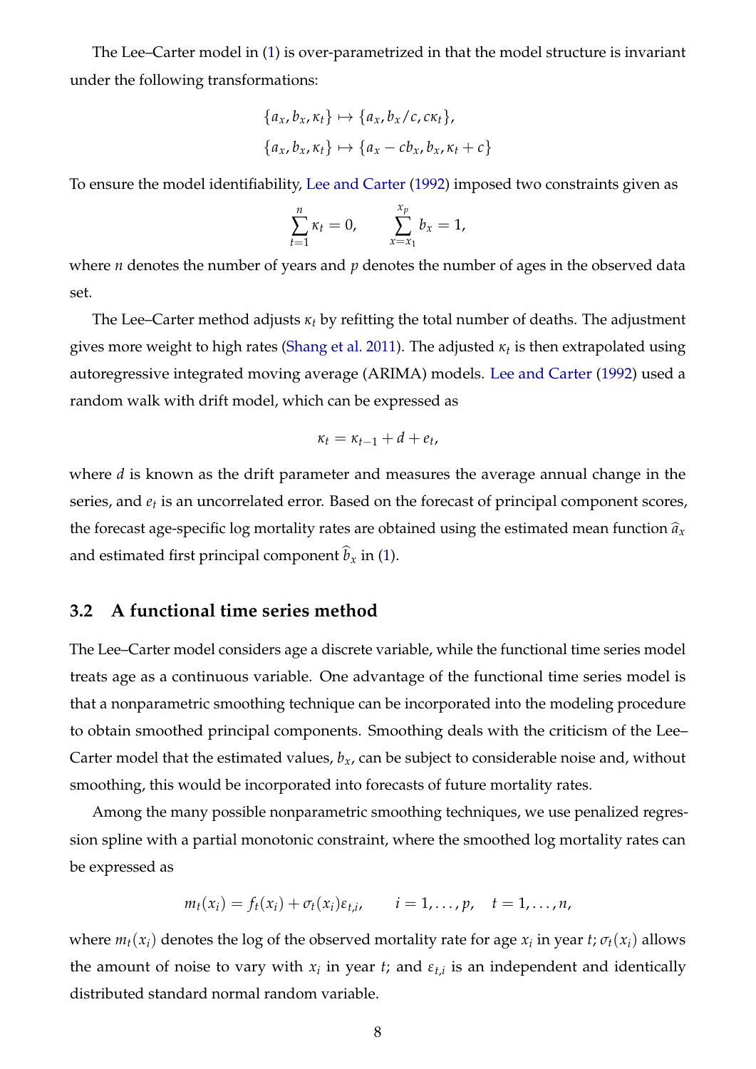The Lee–Carter model in (1) is over-parametrized in that the model structure is invariant under the following transformations:

$$\{a_x, b_x, \kappa_t\} \mapsto \{a_x, b_x/c, c\kappa_t\},$$
$$\{a_x, b_x, \kappa_t\} \mapsto \{a_x - cb_x, b_x, \kappa_t + c\}$$

To ensure the model identifiability, Lee and Carter (1992) imposed two constraints given as

$$\sum_{t=1}^{n} \kappa_t = 0, \qquad \sum_{x=x_1}^{x_p} b_x = 1,$$

where $n$ denotes the number of years and $p$ denotes the number of ages in the observed data set.

The Lee–Carter method adjusts $\kappa_t$ by refitting the total number of deaths. The adjustment gives more weight to high rates (Shang et al. 2011). The adjusted $\kappa_t$ is then extrapolated using autoregressive integrated moving average (ARIMA) models. Lee and Carter (1992) used a random walk with drift model, which can be expressed as

$$\kappa_t = \kappa_{t-1} + d + e_t,$$

where $d$ is known as the drift parameter and measures the average annual change in the series, and $e_t$ is an uncorrelated error. Based on the forecast of principal component scores, the forecast age-specific log mortality rates are obtained using the estimated mean function $\widehat{a}_x$ and estimated first principal component $\widehat{b}_x$ in (1).

## 3.2 A functional time series method

The Lee–Carter model considers age a discrete variable, while the functional time series model treats age as a continuous variable. One advantage of the functional time series model is that a nonparametric smoothing technique can be incorporated into the modeling procedure to obtain smoothed principal components. Smoothing deals with the criticism of the Lee–Carter model that the estimated values, $b_x$, can be subject to considerable noise and, without smoothing, this would be incorporated into forecasts of future mortality rates.

Among the many possible nonparametric smoothing techniques, we use penalized regression spline with a partial monotonic constraint, where the smoothed log mortality rates can be expressed as

$$m_t(x_i) = f_t(x_i) + \sigma_t(x_i)\varepsilon_{t,i}, \qquad i = 1, \ldots, p, \quad t = 1, \ldots, n,$$

where $m_t(x_i)$ denotes the log of the observed mortality rate for age $x_i$ in year $t$; $\sigma_t(x_i)$ allows the amount of noise to vary with $x_i$ in year $t$; and $\varepsilon_{t,i}$ is an independent and identically distributed standard normal random variable.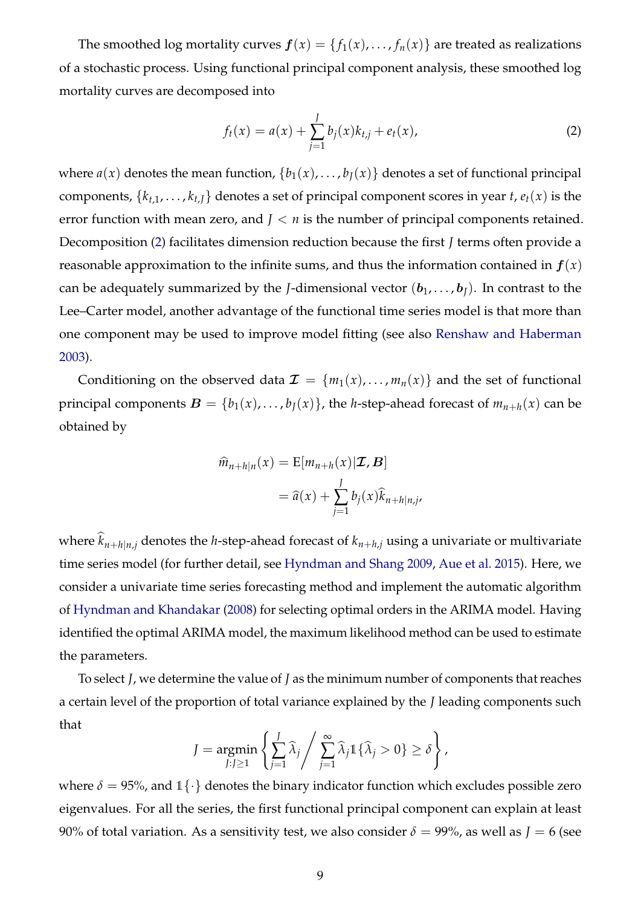The smoothed log mortality curves $\boldsymbol{f}(x) = \{f_1(x), \dots, f_n(x)\}$ are treated as realizations of a stochastic process. Using functional principal component analysis, these smoothed log mortality curves are decomposed into

$$f_t(x) = a(x) + \sum_{j=1}^{J} b_j(x) k_{t,j} + e_t(x), \tag{2}$$

where $a(x)$ denotes the mean function, $\{b_1(x), \dots, b_J(x)\}$ denotes a set of functional principal components, $\{k_{t,1}, \dots, k_{t,J}\}$ denotes a set of principal component scores in year $t$, $e_t(x)$ is the error function with mean zero, and $J < n$ is the number of principal components retained. Decomposition (2) facilitates dimension reduction because the first $J$ terms often provide a reasonable approximation to the infinite sums, and thus the information contained in $\boldsymbol{f}(x)$ can be adequately summarized by the $J$-dimensional vector $(\boldsymbol{b}_1, \dots, \boldsymbol{b}_J)$. In contrast to the Lee–Carter model, another advantage of the functional time series model is that more than one component may be used to improve model fitting (see also Renshaw and Haberman 2003).

Conditioning on the observed data $\boldsymbol{\mathcal{I}} = \{m_1(x), \dots, m_n(x)\}$ and the set of functional principal components $\boldsymbol{B} = \{b_1(x), \dots, b_J(x)\}$, the $h$-step-ahead forecast of $m_{n+h}(x)$ can be obtained by

$$\begin{aligned}
\widehat{m}_{n+h|n}(x) &= \mathrm{E}[m_{n+h}(x)|\boldsymbol{\mathcal{I}}, \boldsymbol{B}] \\
&= \widehat{a}(x) + \sum_{j=1}^{J} b_j(x) \widehat{k}_{n+h|n,j},
\end{aligned}$$

where $\widehat{k}_{n+h|n,j}$ denotes the $h$-step-ahead forecast of $k_{n+h,j}$ using a univariate or multivariate time series model (for further detail, see Hyndman and Shang 2009, Aue et al. 2015). Here, we consider a univariate time series forecasting method and implement the automatic algorithm of Hyndman and Khandakar (2008) for selecting optimal orders in the ARIMA model. Having identified the optimal ARIMA model, the maximum likelihood method can be used to estimate the parameters.

To select $J$, we determine the value of $J$ as the minimum number of components that reaches a certain level of the proportion of total variance explained by the $J$ leading components such that

$$J = \underset{J:J \geq 1}{\operatorname{argmin}} \left\{ \sum_{j=1}^{J} \widehat{\lambda}_j \bigg/ \sum_{j=1}^{\infty} \widehat{\lambda}_j \mathbb{1}\{\widehat{\lambda}_j > 0\} \geq \delta \right\},$$

where $\delta = 95\%$, and $\mathbb{1}\{\cdot\}$ denotes the binary indicator function which excludes possible zero eigenvalues. For all the series, the first functional principal component can explain at least 90% of total variation. As a sensitivity test, we also consider $\delta = 99\%$, as well as $J = 6$ (see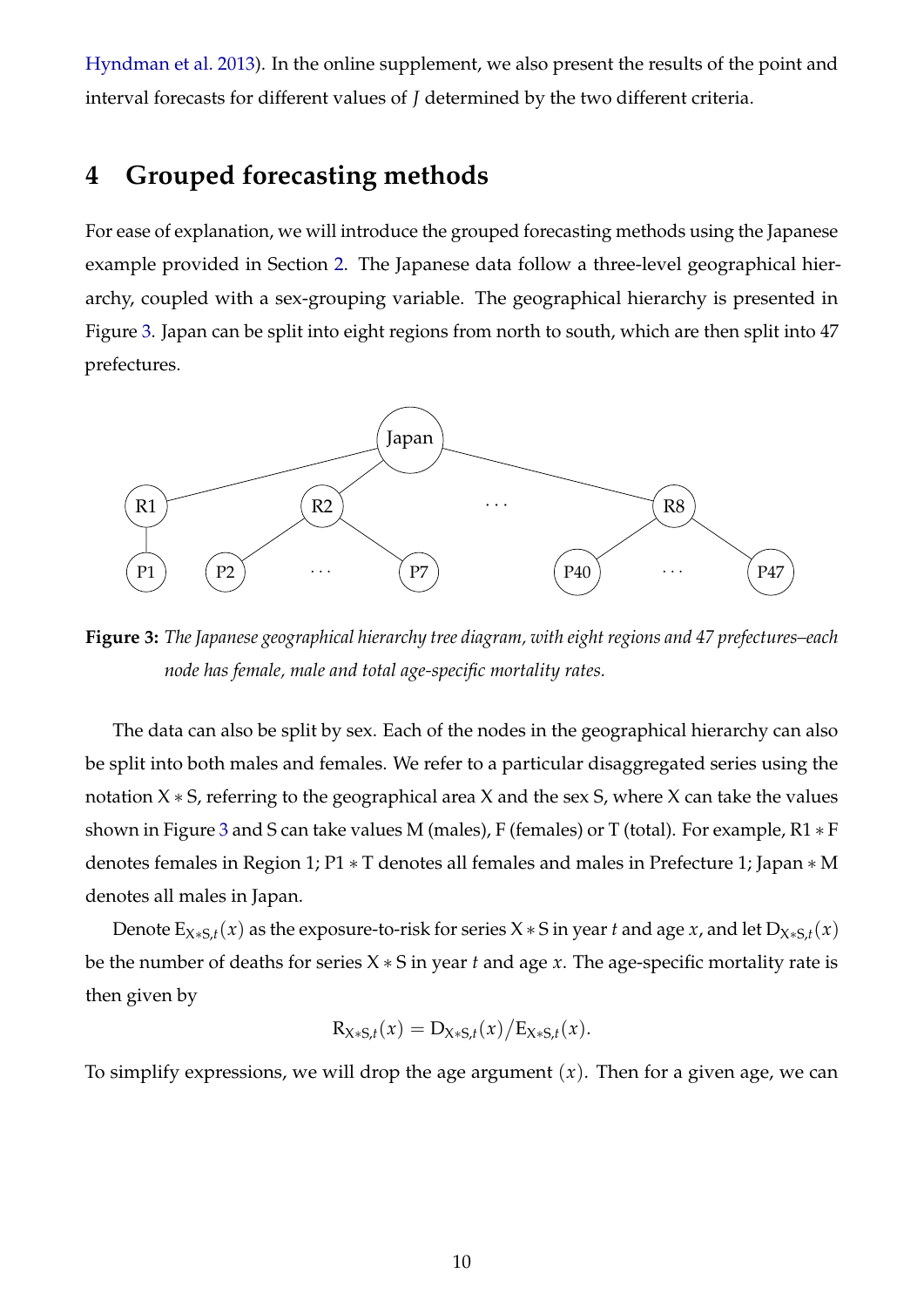Hyndman et al. 2013). In the online supplement, we also present the results of the point and interval forecasts for different values of $J$ determined by the two different criteria.

# 4 Grouped forecasting methods

For ease of explanation, we will introduce the grouped forecasting methods using the Japanese example provided in Section 2. The Japanese data follow a three-level geographical hierarchy, coupled with a sex-grouping variable. The geographical hierarchy is presented in Figure 3. Japan can be split into eight regions from north to south, which are then split into 47 prefectures.

**Figure 3:** *The Japanese geographical hierarchy tree diagram, with eight regions and 47 prefectures–each node has female, male and total age-specific mortality rates.*

The data can also be split by sex. Each of the nodes in the geographical hierarchy can also be split into both males and females. We refer to a particular disaggregated series using the notation $\text{X} * \text{S}$, referring to the geographical area X and the sex S, where X can take the values shown in Figure 3 and S can take values M (males), F (females) or T (total). For example, $\text{R1} * \text{F}$ denotes females in Region 1; $\text{P1} * \text{T}$ denotes all females and males in Prefecture 1; $\text{Japan} * \text{M}$ denotes all males in Japan.

Denote $\text{E}_{\text{X}*\text{S},t}(x)$ as the exposure-to-risk for series $\text{X} * \text{S}$ in year $t$ and age $x$, and let $\text{D}_{\text{X}*\text{S},t}(x)$ be the number of deaths for series $\text{X} * \text{S}$ in year $t$ and age $x$. The age-specific mortality rate is then given by

$$\text{R}_{\text{X}*\text{S},t}(x) = \text{D}_{\text{X}*\text{S},t}(x)/\text{E}_{\text{X}*\text{S},t}(x).$$

To simplify expressions, we will drop the age argument $(x)$. Then for a given age, we can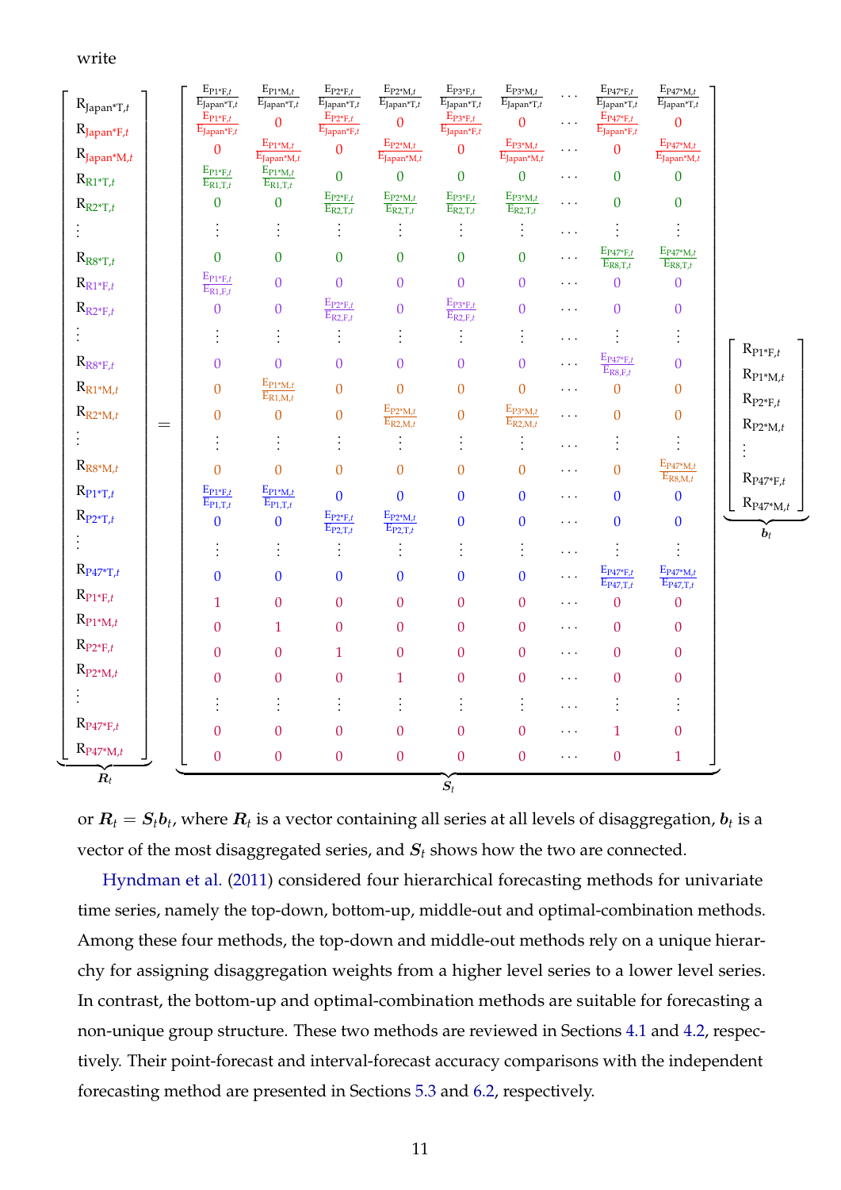write

$$
\underbrace{\begin{bmatrix}
\text{R}_{\text{Japan*T},t} \\
\text{R}_{\text{Japan*F},t} \\
\text{R}_{\text{Japan*M},t} \\
\text{R}_{\text{R1*T},t} \\
\text{R}_{\text{R2*T},t} \\
\vdots \\
\text{R}_{\text{R8*T},t} \\
\text{R}_{\text{R1*F},t} \\
\text{R}_{\text{R2*F},t} \\
\vdots \\
\text{R}_{\text{R8*F},t} \\
\text{R}_{\text{R1*M},t} \\
\text{R}_{\text{R2*M},t} \\
\vdots \\
\text{R}_{\text{R8*M},t} \\
\text{R}_{\text{P1*T},t} \\
\text{R}_{\text{P2*T},t} \\
\vdots \\
\text{R}_{\text{P47*T},t} \\
\text{R}_{\text{P1*F},t} \\
\text{R}_{\text{P1*M},t} \\
\text{R}_{\text{P2*F},t} \\
\text{R}_{\text{P2*M},t} \\
\vdots \\
\text{R}_{\text{P47*F},t} \\
\text{R}_{\text{P47*M},t}
\end{bmatrix}}_{\boldsymbol{R}_t}
=
\underbrace{\begin{bmatrix}
\frac{\text{E}_{\text{P1*F},t}}{\text{E}_{\text{Japan*T},t}} & \frac{\text{E}_{\text{P1*M},t}}{\text{E}_{\text{Japan*T},t}} & \frac{\text{E}_{\text{P2*F},t}}{\text{E}_{\text{Japan*T},t}} & \frac{\text{E}_{\text{P2*M},t}}{\text{E}_{\text{Japan*T},t}} & \frac{\text{E}_{\text{P3*F},t}}{\text{E}_{\text{Japan*T},t}} & \frac{\text{E}_{\text{P3*M},t}}{\text{E}_{\text{Japan*T},t}} & \cdots & \frac{\text{E}_{\text{P47*F},t}}{\text{E}_{\text{Japan*T},t}} & \frac{\text{E}_{\text{P47*M},t}}{\text{E}_{\text{Japan*T},t}} \\
\frac{\text{E}_{\text{P1*F},t}}{\text{E}_{\text{Japan*F},t}} & 0 & \frac{\text{E}_{\text{P2*F},t}}{\text{E}_{\text{Japan*F},t}} & 0 & \frac{\text{E}_{\text{P3*F},t}}{\text{E}_{\text{Japan*F},t}} & 0 & \cdots & \frac{\text{E}_{\text{P47*F},t}}{\text{E}_{\text{Japan*F},t}} & 0 \\
0 & \frac{\text{E}_{\text{P1*M},t}}{\text{E}_{\text{Japan*M},t}} & 0 & \frac{\text{E}_{\text{P2*M},t}}{\text{E}_{\text{Japan*M},t}} & 0 & \frac{\text{E}_{\text{P3*M},t}}{\text{E}_{\text{Japan*M},t}} & \cdots & 0 & \frac{\text{E}_{\text{P47*M},t}}{\text{E}_{\text{Japan*M},t}} \\
\frac{\text{E}_{\text{P1*F},t}}{\text{E}_{\text{R1,T},t}} & \frac{\text{E}_{\text{P1*M},t}}{\text{E}_{\text{R1,T},t}} & 0 & 0 & 0 & 0 & \cdots & 0 & 0 \\
0 & 0 & \frac{\text{E}_{\text{P2*F},t}}{\text{E}_{\text{R2,T},t}} & \frac{\text{E}_{\text{P2*M},t}}{\text{E}_{\text{R2,T},t}} & \frac{\text{E}_{\text{P3*F},t}}{\text{E}_{\text{R2,T},t}} & \frac{\text{E}_{\text{P3*M},t}}{\text{E}_{\text{R2,T},t}} & \cdots & 0 & 0 \\
\vdots & \vdots & \vdots & \vdots & \vdots & \vdots & \cdots & \vdots & \vdots \\
0 & 0 & 0 & 0 & 0 & 0 & \cdots & \frac{\text{E}_{\text{P47*F},t}}{\text{E}_{\text{R8,T},t}} & \frac{\text{E}_{\text{P47*M},t}}{\text{E}_{\text{R8,T},t}} \\
\frac{\text{E}_{\text{P1*F},t}}{\text{E}_{\text{R1,F},t}} & 0 & 0 & 0 & 0 & 0 & \cdots & 0 & 0 \\
0 & 0 & \frac{\text{E}_{\text{P2*F},t}}{\text{E}_{\text{R2,F},t}} & 0 & \frac{\text{E}_{\text{P3*F},t}}{\text{E}_{\text{R2,F},t}} & 0 & \cdots & 0 & 0 \\
\vdots & \vdots & \vdots & \vdots & \vdots & \vdots & \cdots & \vdots & \vdots \\
0 & 0 & 0 & 0 & 0 & 0 & \cdots & \frac{\text{E}_{\text{P47*F},t}}{\text{E}_{\text{R8,F},t}} & 0 \\
0 & \frac{\text{E}_{\text{P1*M},t}}{\text{E}_{\text{R1,M},t}} & 0 & 0 & 0 & 0 & \cdots & 0 & 0 \\
0 & 0 & 0 & \frac{\text{E}_{\text{P2*M},t}}{\text{E}_{\text{R2,M},t}} & 0 & \frac{\text{E}_{\text{P3*M},t}}{\text{E}_{\text{R2,M},t}} & \cdots & 0 & 0 \\
\vdots & \vdots & \vdots & \vdots & \vdots & \vdots & \cdots & \vdots & \vdots \\
0 & 0 & 0 & 0 & 0 & 0 & \cdots & 0 & \frac{\text{E}_{\text{P47*M},t}}{\text{E}_{\text{R8,M},t}} \\
\frac{\text{E}_{\text{P1*F},t}}{\text{E}_{\text{P1,T},t}} & \frac{\text{E}_{\text{P1*M},t}}{\text{E}_{\text{P1,T},t}} & 0 & 0 & 0 & 0 & \cdots & 0 & 0 \\
0 & 0 & \frac{\text{E}_{\text{P2*F},t}}{\text{E}_{\text{P2,T},t}} & \frac{\text{E}_{\text{P2*M},t}}{\text{E}_{\text{P2,T},t}} & 0 & 0 & \cdots & 0 & 0 \\
\vdots & \vdots & \vdots & \vdots & \vdots & \vdots & \cdots & \vdots & \vdots \\
0 & 0 & 0 & 0 & 0 & 0 & \cdots & \frac{\text{E}_{\text{P47*F},t}}{\text{E}_{\text{P47,T},t}} & \frac{\text{E}_{\text{P47*M},t}}{\text{E}_{\text{P47,T},t}} \\
1 & 0 & 0 & 0 & 0 & 0 & \cdots & 0 & 0 \\
0 & 1 & 0 & 0 & 0 & 0 & \cdots & 0 & 0 \\
0 & 0 & 1 & 0 & 0 & 0 & \cdots & 0 & 0 \\
0 & 0 & 0 & 1 & 0 & 0 & \cdots & 0 & 0 \\
\vdots & \vdots & \vdots & \vdots & \vdots & \vdots & \cdots & \vdots & \vdots \\
0 & 0 & 0 & 0 & 0 & 0 & \cdots & 1 & 0 \\
0 & 0 & 0 & 0 & 0 & 0 & \cdots & 0 & 1
\end{bmatrix}}_{\boldsymbol{S}_t}
\underbrace{\begin{bmatrix}
\text{R}_{\text{P1*F},t} \\
\text{R}_{\text{P1*M},t} \\
\text{R}_{\text{P2*F},t} \\
\text{R}_{\text{P2*M},t} \\
\vdots \\
\text{R}_{\text{P47*F},t} \\
\text{R}_{\text{P47*M},t}
\end{bmatrix}}_{\boldsymbol{b}_t}
$$

or $\boldsymbol{R}_t = \boldsymbol{S}_t \boldsymbol{b}_t$, where $\boldsymbol{R}_t$ is a vector containing all series at all levels of disaggregation, $\boldsymbol{b}_t$ is a vector of the most disaggregated series, and $\boldsymbol{S}_t$ shows how the two are connected.

Hyndman et al. (2011) considered four hierarchical forecasting methods for univariate time series, namely the top-down, bottom-up, middle-out and optimal-combination methods. Among these four methods, the top-down and middle-out methods rely on a unique hierarchy for assigning disaggregation weights from a higher level series to a lower level series. In contrast, the bottom-up and optimal-combination methods are suitable for forecasting a non-unique group structure. These two methods are reviewed in Sections 4.1 and 4.2, respectively. Their point-forecast and interval-forecast accuracy comparisons with the independent forecasting method are presented in Sections 5.3 and 6.2, respectively.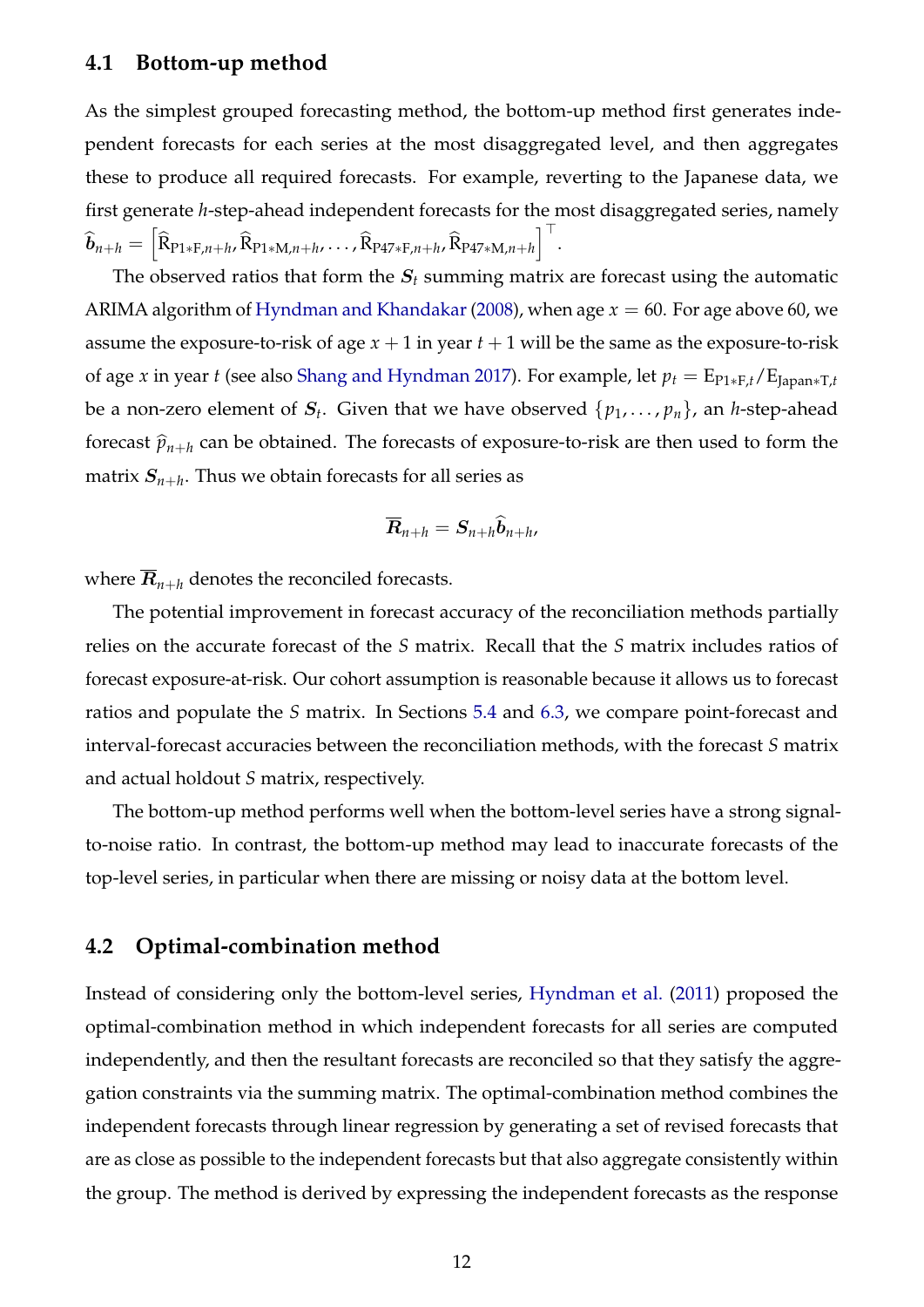### 4.1 Bottom-up method

As the simplest grouped forecasting method, the bottom-up method first generates independent forecasts for each series at the most disaggregated level, and then aggregates these to produce all required forecasts. For example, reverting to the Japanese data, we first generate $h$-step-ahead independent forecasts for the most disaggregated series, namely $\widehat{\boldsymbol{b}}_{n+h} = \left[\widehat{\text{R}}_{\text{P1}*\text{F},n+h}, \widehat{\text{R}}_{\text{P1}*\text{M},n+h}, \dots, \widehat{\text{R}}_{\text{P47}*\text{F},n+h}, \widehat{\text{R}}_{\text{P47}*\text{M},n+h}\right]^\top$.

The observed ratios that form the $\boldsymbol{S}_t$ summing matrix are forecast using the automatic ARIMA algorithm of Hyndman and Khandakar (2008), when age $x = 60$. For age above 60, we assume the exposure-to-risk of age $x+1$ in year $t+1$ will be the same as the exposure-to-risk of age $x$ in year $t$ (see also Shang and Hyndman 2017). For example, let $p_t = \text{E}_{\text{P1}*\text{F},t}/\text{E}_{\text{Japan}*\text{T},t}$ be a non-zero element of $\boldsymbol{S}_t$. Given that we have observed $\{p_1, \dots, p_n\}$, an $h$-step-ahead forecast $\widehat{p}_{n+h}$ can be obtained. The forecasts of exposure-to-risk are then used to form the matrix $\boldsymbol{S}_{n+h}$. Thus we obtain forecasts for all series as

$$\overline{\boldsymbol{R}}_{n+h} = \boldsymbol{S}_{n+h}\widehat{\boldsymbol{b}}_{n+h},$$

where $\overline{\boldsymbol{R}}_{n+h}$ denotes the reconciled forecasts.

The potential improvement in forecast accuracy of the reconciliation methods partially relies on the accurate forecast of the $S$ matrix. Recall that the $S$ matrix includes ratios of forecast exposure-at-risk. Our cohort assumption is reasonable because it allows us to forecast ratios and populate the $S$ matrix. In Sections 5.4 and 6.3, we compare point-forecast and interval-forecast accuracies between the reconciliation methods, with the forecast $S$ matrix and actual holdout $S$ matrix, respectively.

The bottom-up method performs well when the bottom-level series have a strong signal-to-noise ratio. In contrast, the bottom-up method may lead to inaccurate forecasts of the top-level series, in particular when there are missing or noisy data at the bottom level.

### 4.2 Optimal-combination method

Instead of considering only the bottom-level series, Hyndman et al. (2011) proposed the optimal-combination method in which independent forecasts for all series are computed independently, and then the resultant forecasts are reconciled so that they satisfy the aggregation constraints via the summing matrix. The optimal-combination method combines the independent forecasts through linear regression by generating a set of revised forecasts that are as close as possible to the independent forecasts but that also aggregate consistently within the group. The method is derived by expressing the independent forecasts as the response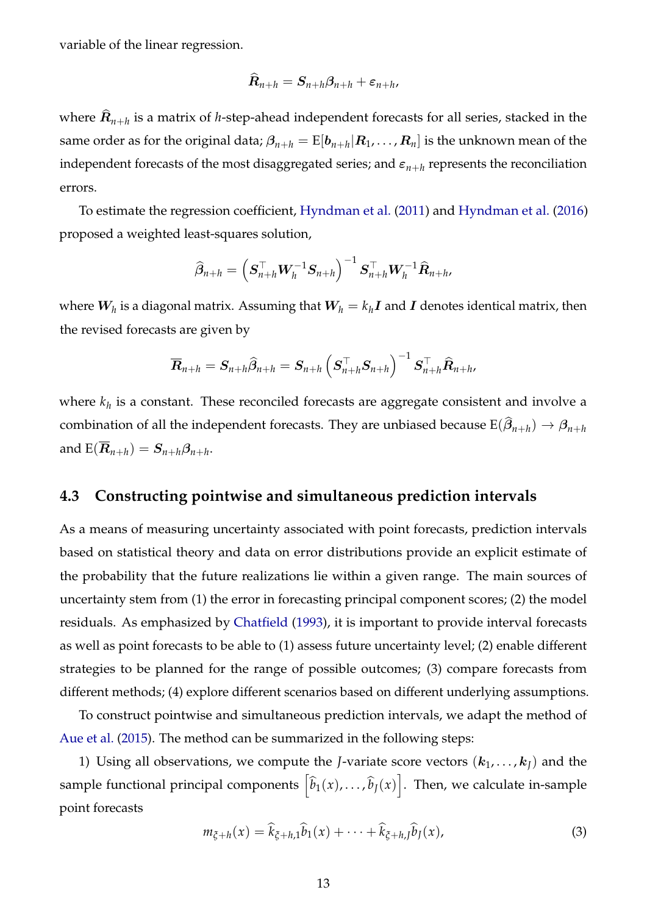variable of the linear regression.

$$\widehat{\boldsymbol{R}}_{n+h} = \boldsymbol{S}_{n+h}\boldsymbol{\beta}_{n+h} + \boldsymbol{\varepsilon}_{n+h},$$

where $\widehat{\boldsymbol{R}}_{n+h}$ is a matrix of $h$-step-ahead independent forecasts for all series, stacked in the same order as for the original data; $\boldsymbol{\beta}_{n+h} = \mathrm{E}[\boldsymbol{b}_{n+h}|\boldsymbol{R}_1, \dots, \boldsymbol{R}_n]$ is the unknown mean of the independent forecasts of the most disaggregated series; and $\boldsymbol{\varepsilon}_{n+h}$ represents the reconciliation errors.

To estimate the regression coefficient, Hyndman et al. (2011) and Hyndman et al. (2016) proposed a weighted least-squares solution,

$$\widehat{\boldsymbol{\beta}}_{n+h} = \left(\boldsymbol{S}_{n+h}^{\top}\boldsymbol{W}_h^{-1}\boldsymbol{S}_{n+h}\right)^{-1}\boldsymbol{S}_{n+h}^{\top}\boldsymbol{W}_h^{-1}\widehat{\boldsymbol{R}}_{n+h},$$

where $\boldsymbol{W}_h$ is a diagonal matrix. Assuming that $\boldsymbol{W}_h = k_h\boldsymbol{I}$ and $\boldsymbol{I}$ denotes identical matrix, then the revised forecasts are given by

$$\overline{\boldsymbol{R}}_{n+h} = \boldsymbol{S}_{n+h}\widehat{\boldsymbol{\beta}}_{n+h} = \boldsymbol{S}_{n+h}\left(\boldsymbol{S}_{n+h}^{\top}\boldsymbol{S}_{n+h}\right)^{-1}\boldsymbol{S}_{n+h}^{\top}\widehat{\boldsymbol{R}}_{n+h},$$

where $k_h$ is a constant. These reconciled forecasts are aggregate consistent and involve a combination of all the independent forecasts. They are unbiased because $\mathrm{E}(\widehat{\boldsymbol{\beta}}_{n+h}) \rightarrow \boldsymbol{\beta}_{n+h}$ and $\mathrm{E}(\overline{\boldsymbol{R}}_{n+h}) = \boldsymbol{S}_{n+h}\boldsymbol{\beta}_{n+h}$.

### 4.3 Constructing pointwise and simultaneous prediction intervals

As a means of measuring uncertainty associated with point forecasts, prediction intervals based on statistical theory and data on error distributions provide an explicit estimate of the probability that the future realizations lie within a given range. The main sources of uncertainty stem from (1) the error in forecasting principal component scores; (2) the model residuals. As emphasized by Chatfield (1993), it is important to provide interval forecasts as well as point forecasts to be able to (1) assess future uncertainty level; (2) enable different strategies to be planned for the range of possible outcomes; (3) compare forecasts from different methods; (4) explore different scenarios based on different underlying assumptions.

To construct pointwise and simultaneous prediction intervals, we adapt the method of Aue et al. (2015). The method can be summarized in the following steps:

1) Using all observations, we compute the $J$-variate score vectors $(\boldsymbol{k}_1, \dots, \boldsymbol{k}_J)$ and the sample functional principal components $\left[\widehat{b}_1(x), \dots, \widehat{b}_J(x)\right]$. Then, we calculate in-sample point forecasts

$$m_{\xi+h}(x) = \widehat{k}_{\xi+h,1}\widehat{b}_1(x) + \dots + \widehat{k}_{\xi+h,J}\widehat{b}_J(x), \tag{3}$$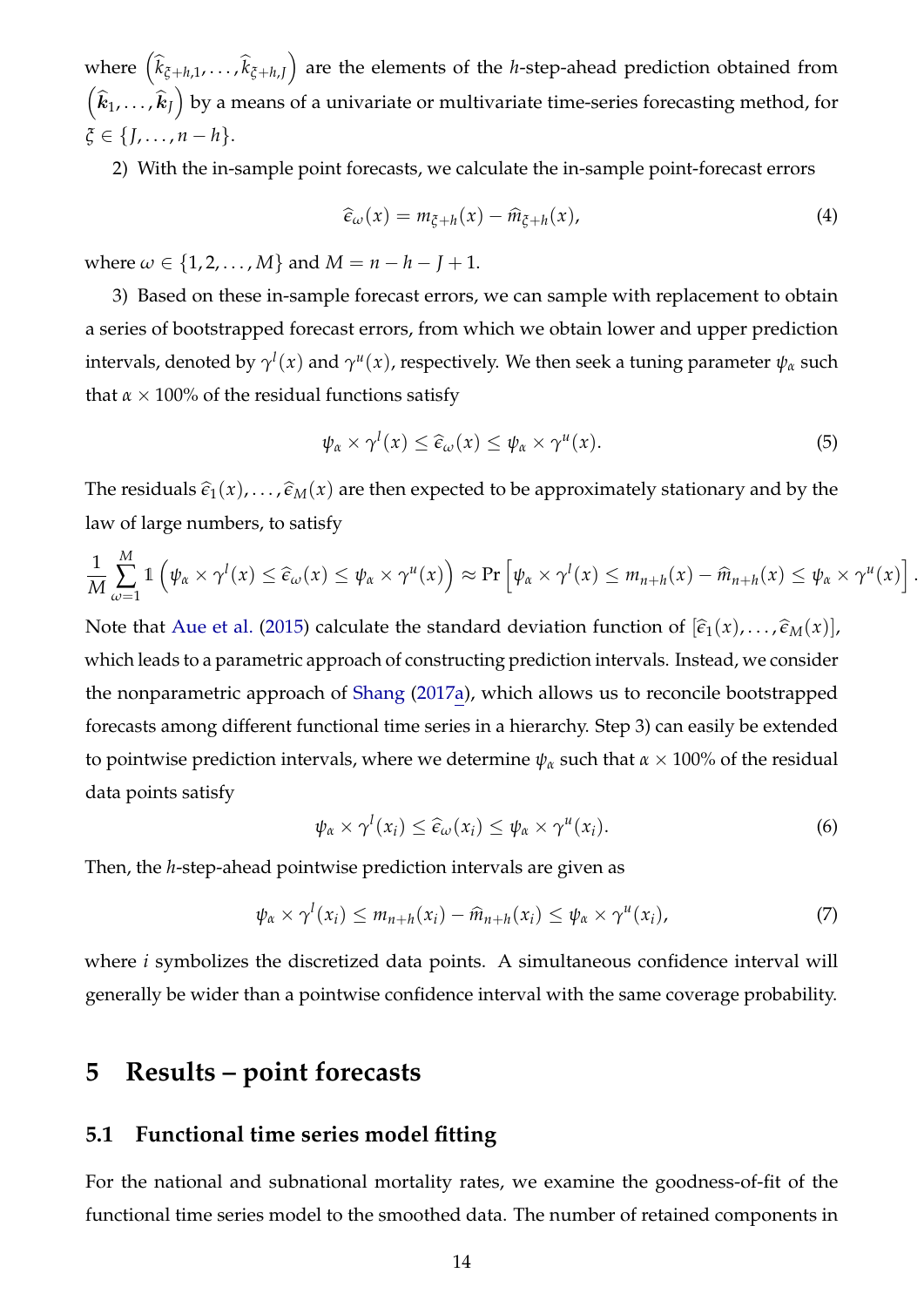where $\left(\widehat{k}_{\xi+h,1}, \dots, \widehat{k}_{\xi+h,J}\right)$ are the elements of the $h$-step-ahead prediction obtained from $\left(\widehat{\boldsymbol{k}}_1, \dots, \widehat{\boldsymbol{k}}_J\right)$ by a means of a univariate or multivariate time-series forecasting method, for $\xi \in \{J, \dots, n-h\}$.

2) With the in-sample point forecasts, we calculate the in-sample point-forecast errors

$$\widehat{\epsilon}_\omega(x) = m_{\xi+h}(x) - \widehat{m}_{\xi+h}(x), \tag{4}$$

where $\omega \in \{1, 2, \dots, M\}$ and $M = n - h - J + 1$.

3) Based on these in-sample forecast errors, we can sample with replacement to obtain a series of bootstrapped forecast errors, from which we obtain lower and upper prediction intervals, denoted by $\gamma^l(x)$ and $\gamma^u(x)$, respectively. We then seek a tuning parameter $\psi_\alpha$ such that $\alpha \times 100\%$ of the residual functions satisfy

$$\psi_\alpha \times \gamma^l(x) \leq \widehat{\epsilon}_\omega(x) \leq \psi_\alpha \times \gamma^u(x). \tag{5}$$

The residuals $\widehat{\epsilon}_1(x), \dots, \widehat{\epsilon}_M(x)$ are then expected to be approximately stationary and by the law of large numbers, to satisfy

$$\frac{1}{M}\sum_{\omega=1}^{M} \mathbb{1}\left(\psi_\alpha \times \gamma^l(x) \leq \widehat{\epsilon}_\omega(x) \leq \psi_\alpha \times \gamma^u(x)\right) \approx \Pr\left[\psi_\alpha \times \gamma^l(x) \leq m_{n+h}(x) - \widehat{m}_{n+h}(x) \leq \psi_\alpha \times \gamma^u(x)\right].$$

Note that Aue et al. (2015) calculate the standard deviation function of $[\widehat{\epsilon}_1(x), \dots, \widehat{\epsilon}_M(x)]$, which leads to a parametric approach of constructing prediction intervals. Instead, we consider the nonparametric approach of Shang (2017a), which allows us to reconcile bootstrapped forecasts among different functional time series in a hierarchy. Step 3) can easily be extended to pointwise prediction intervals, where we determine $\psi_\alpha$ such that $\alpha \times 100\%$ of the residual data points satisfy

$$\psi_\alpha \times \gamma^l(x_i) \leq \widehat{\epsilon}_\omega(x_i) \leq \psi_\alpha \times \gamma^u(x_i). \tag{6}$$

Then, the $h$-step-ahead pointwise prediction intervals are given as

$$\psi_\alpha \times \gamma^l(x_i) \leq m_{n+h}(x_i) - \widehat{m}_{n+h}(x_i) \leq \psi_\alpha \times \gamma^u(x_i), \tag{7}$$

where $i$ symbolizes the discretized data points. A simultaneous confidence interval will generally be wider than a pointwise confidence interval with the same coverage probability.

# 5 Results – point forecasts

## 5.1 Functional time series model fitting

For the national and subnational mortality rates, we examine the goodness-of-fit of the functional time series model to the smoothed data. The number of retained components in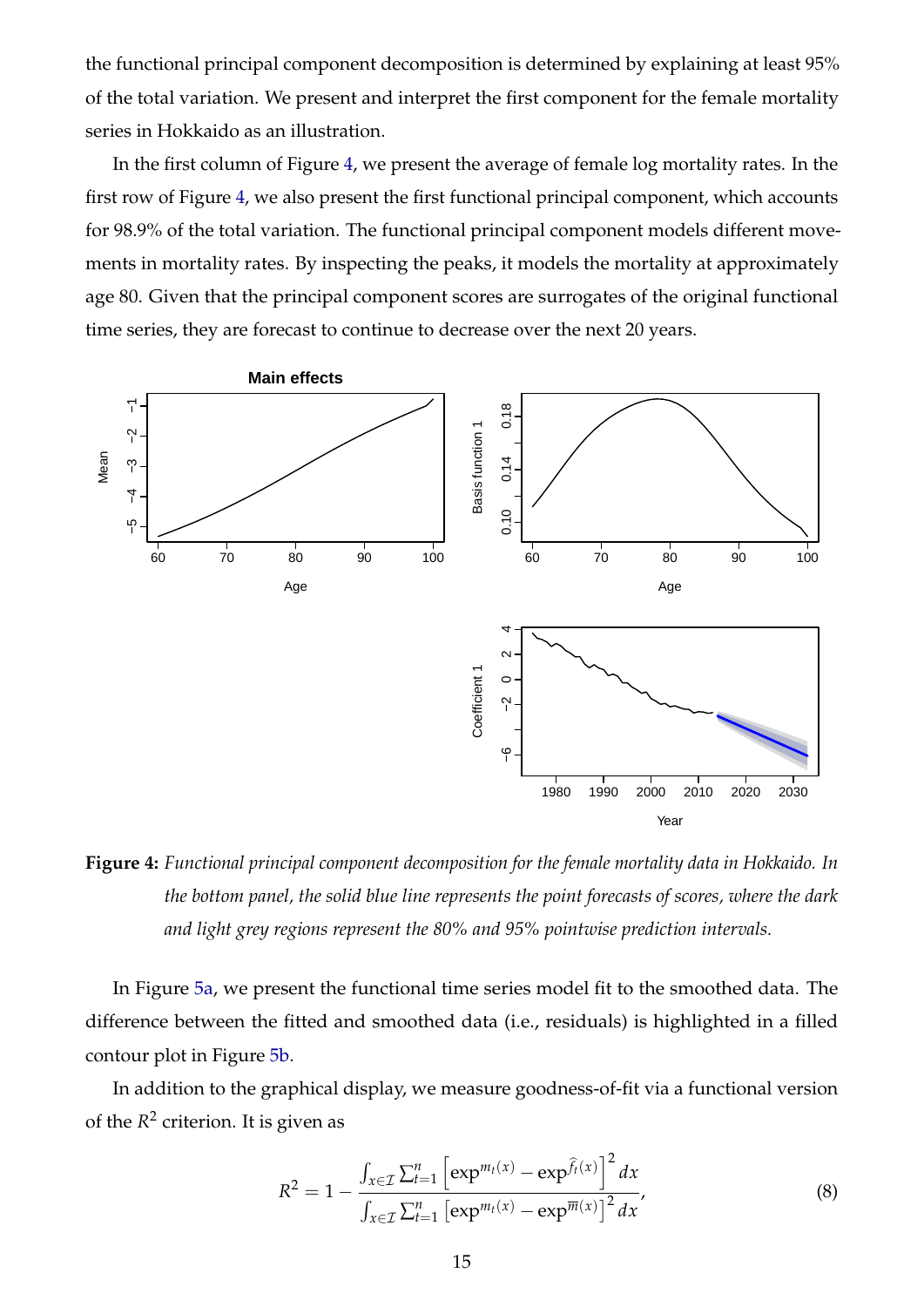the functional principal component decomposition is determined by explaining at least 95% of the total variation. We present and interpret the first component for the female mortality series in Hokkaido as an illustration.

In the first column of Figure 4, we present the average of female log mortality rates. In the first row of Figure 4, we also present the first functional principal component, which accounts for 98.9% of the total variation. The functional principal component models different movements in mortality rates. By inspecting the peaks, it models the mortality at approximately age 80. Given that the principal component scores are surrogates of the original functional time series, they are forecast to continue to decrease over the next 20 years.

**Figure 4:** *Functional principal component decomposition for the female mortality data in Hokkaido. In the bottom panel, the solid blue line represents the point forecasts of scores, where the dark and light grey regions represent the 80% and 95% pointwise prediction intervals.*

In Figure 5a, we present the functional time series model fit to the smoothed data. The difference between the fitted and smoothed data (i.e., residuals) is highlighted in a filled contour plot in Figure 5b.

In addition to the graphical display, we measure goodness-of-fit via a functional version of the $R^2$ criterion. It is given as

$$R^2 = 1 - \frac{\int_{x\in\mathcal{I}} \sum_{t=1}^{n} \left[\exp^{m_t(x)} - \exp^{\widehat{f}_t(x)}\right]^2 dx}{\int_{x\in\mathcal{I}} \sum_{t=1}^{n} \left[\exp^{m_t(x)} - \exp^{\overline{m}(x)}\right]^2 dx}, \quad (8)$$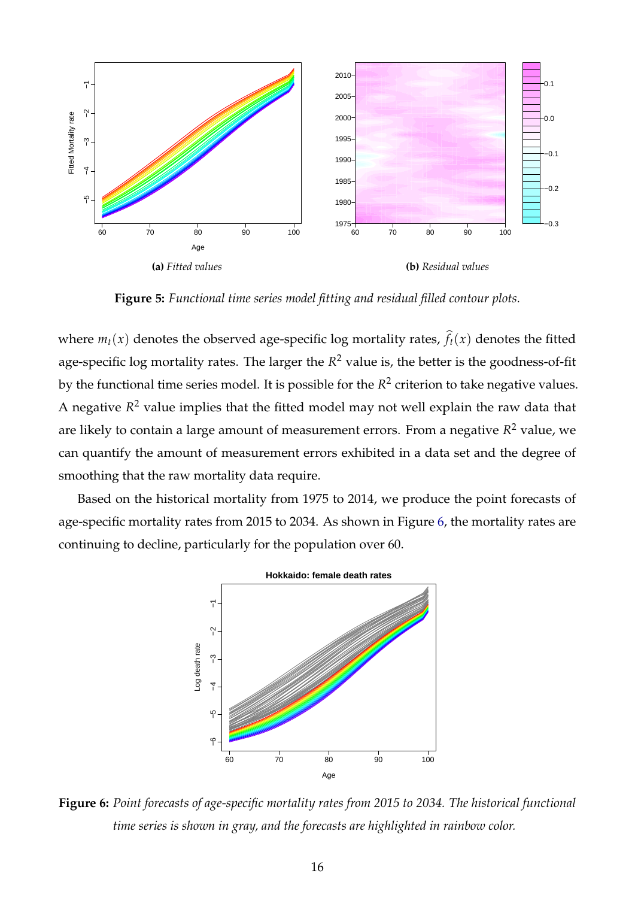**(a)** *Fitted values*

**(b)** *Residual values*

**Figure 5:** *Functional time series model fitting and residual filled contour plots.*

where $m_t(x)$ denotes the observed age-specific log mortality rates, $\widehat{f}_t(x)$ denotes the fitted age-specific log mortality rates. The larger the $R^2$ value is, the better is the goodness-of-fit by the functional time series model. It is possible for the $R^2$ criterion to take negative values. A negative $R^2$ value implies that the fitted model may not well explain the raw data that are likely to contain a large amount of measurement errors. From a negative $R^2$ value, we can quantify the amount of measurement errors exhibited in a data set and the degree of smoothing that the raw mortality data require.

Based on the historical mortality from 1975 to 2014, we produce the point forecasts of age-specific mortality rates from 2015 to 2034. As shown in Figure 6, the mortality rates are continuing to decline, particularly for the population over 60.

**Figure 6:** *Point forecasts of age-specific mortality rates from 2015 to 2034. The historical functional time series is shown in gray, and the forecasts are highlighted in rainbow color.*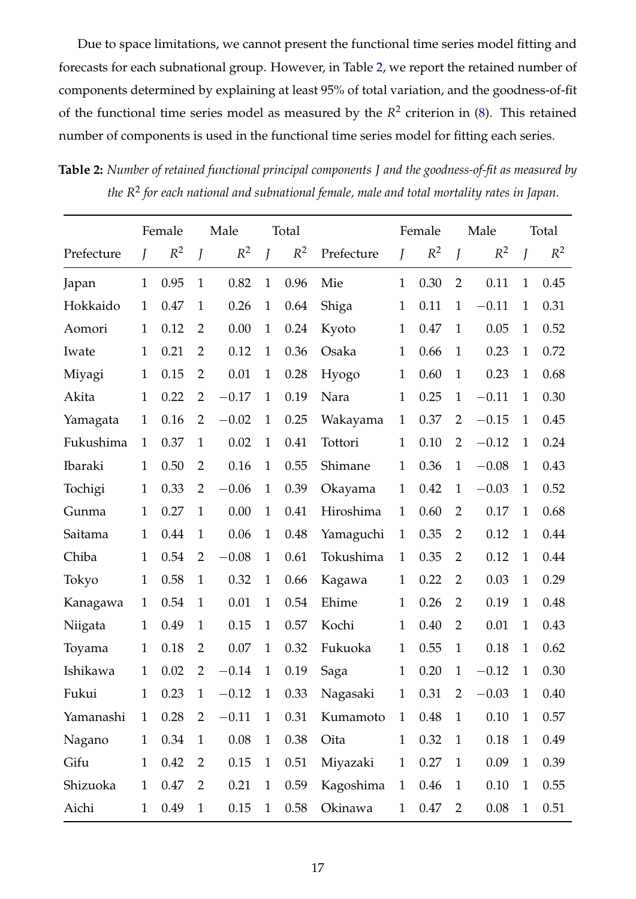Due to space limitations, we cannot present the functional time series model fitting and forecasts for each subnational group. However, in Table 2, we report the retained number of components determined by explaining at least 95% of total variation, and the goodness-of-fit of the functional time series model as measured by the $R^2$ criterion in (8). This retained number of components is used in the functional time series model for fitting each series.

**Table 2:** *Number of retained functional principal components $J$ and the goodness-of-fit as measured by the $R^2$ for each national and subnational female, male and total mortality rates in Japan.*

| | Female | | Male | | Total | | | Female | | Male | | Total | |
|---|---|---|---|---|---|---|---|---|---|---|---|---|---|
| Prefecture | $J$ | $R^2$ | $J$ | $R^2$ | $J$ | $R^2$ | Prefecture | $J$ | $R^2$ | $J$ | $R^2$ | $J$ | $R^2$ |
| Japan | 1 | 0.95 | 1 | 0.82 | 1 | 0.96 | Mie | 1 | 0.30 | 2 | 0.11 | 1 | 0.45 |
| Hokkaido | 1 | 0.47 | 1 | 0.26 | 1 | 0.64 | Shiga | 1 | 0.11 | 1 | −0.11 | 1 | 0.31 |
| Aomori | 1 | 0.12 | 2 | 0.00 | 1 | 0.24 | Kyoto | 1 | 0.47 | 1 | 0.05 | 1 | 0.52 |
| Iwate | 1 | 0.21 | 2 | 0.12 | 1 | 0.36 | Osaka | 1 | 0.66 | 1 | 0.23 | 1 | 0.72 |
| Miyagi | 1 | 0.15 | 2 | 0.01 | 1 | 0.28 | Hyogo | 1 | 0.60 | 1 | 0.23 | 1 | 0.68 |
| Akita | 1 | 0.22 | 2 | −0.17 | 1 | 0.19 | Nara | 1 | 0.25 | 1 | −0.11 | 1 | 0.30 |
| Yamagata | 1 | 0.16 | 2 | −0.02 | 1 | 0.25 | Wakayama | 1 | 0.37 | 2 | −0.15 | 1 | 0.45 |
| Fukushima | 1 | 0.37 | 1 | 0.02 | 1 | 0.41 | Tottori | 1 | 0.10 | 2 | −0.12 | 1 | 0.24 |
| Ibaraki | 1 | 0.50 | 2 | 0.16 | 1 | 0.55 | Shimane | 1 | 0.36 | 1 | −0.08 | 1 | 0.43 |
| Tochigi | 1 | 0.33 | 2 | −0.06 | 1 | 0.39 | Okayama | 1 | 0.42 | 1 | −0.03 | 1 | 0.52 |
| Gunma | 1 | 0.27 | 1 | 0.00 | 1 | 0.41 | Hiroshima | 1 | 0.60 | 2 | 0.17 | 1 | 0.68 |
| Saitama | 1 | 0.44 | 1 | 0.06 | 1 | 0.48 | Yamaguchi | 1 | 0.35 | 2 | 0.12 | 1 | 0.44 |
| Chiba | 1 | 0.54 | 2 | −0.08 | 1 | 0.61 | Tokushima | 1 | 0.35 | 2 | 0.12 | 1 | 0.44 |
| Tokyo | 1 | 0.58 | 1 | 0.32 | 1 | 0.66 | Kagawa | 1 | 0.22 | 2 | 0.03 | 1 | 0.29 |
| Kanagawa | 1 | 0.54 | 1 | 0.01 | 1 | 0.54 | Ehime | 1 | 0.26 | 2 | 0.19 | 1 | 0.48 |
| Niigata | 1 | 0.49 | 1 | 0.15 | 1 | 0.57 | Kochi | 1 | 0.40 | 2 | 0.01 | 1 | 0.43 |
| Toyama | 1 | 0.18 | 2 | 0.07 | 1 | 0.32 | Fukuoka | 1 | 0.55 | 1 | 0.18 | 1 | 0.62 |
| Ishikawa | 1 | 0.02 | 2 | −0.14 | 1 | 0.19 | Saga | 1 | 0.20 | 1 | −0.12 | 1 | 0.30 |
| Fukui | 1 | 0.23 | 1 | −0.12 | 1 | 0.33 | Nagasaki | 1 | 0.31 | 2 | −0.03 | 1 | 0.40 |
| Yamanashi | 1 | 0.28 | 2 | −0.11 | 1 | 0.31 | Kumamoto | 1 | 0.48 | 1 | 0.10 | 1 | 0.57 |
| Nagano | 1 | 0.34 | 1 | 0.08 | 1 | 0.38 | Oita | 1 | 0.32 | 1 | 0.18 | 1 | 0.49 |
| Gifu | 1 | 0.42 | 2 | 0.15 | 1 | 0.51 | Miyazaki | 1 | 0.27 | 1 | 0.09 | 1 | 0.39 |
| Shizuoka | 1 | 0.47 | 2 | 0.21 | 1 | 0.59 | Kagoshima | 1 | 0.46 | 1 | 0.10 | 1 | 0.55 |
| Aichi | 1 | 0.49 | 1 | 0.15 | 1 | 0.58 | Okinawa | 1 | 0.47 | 2 | 0.08 | 1 | 0.51 |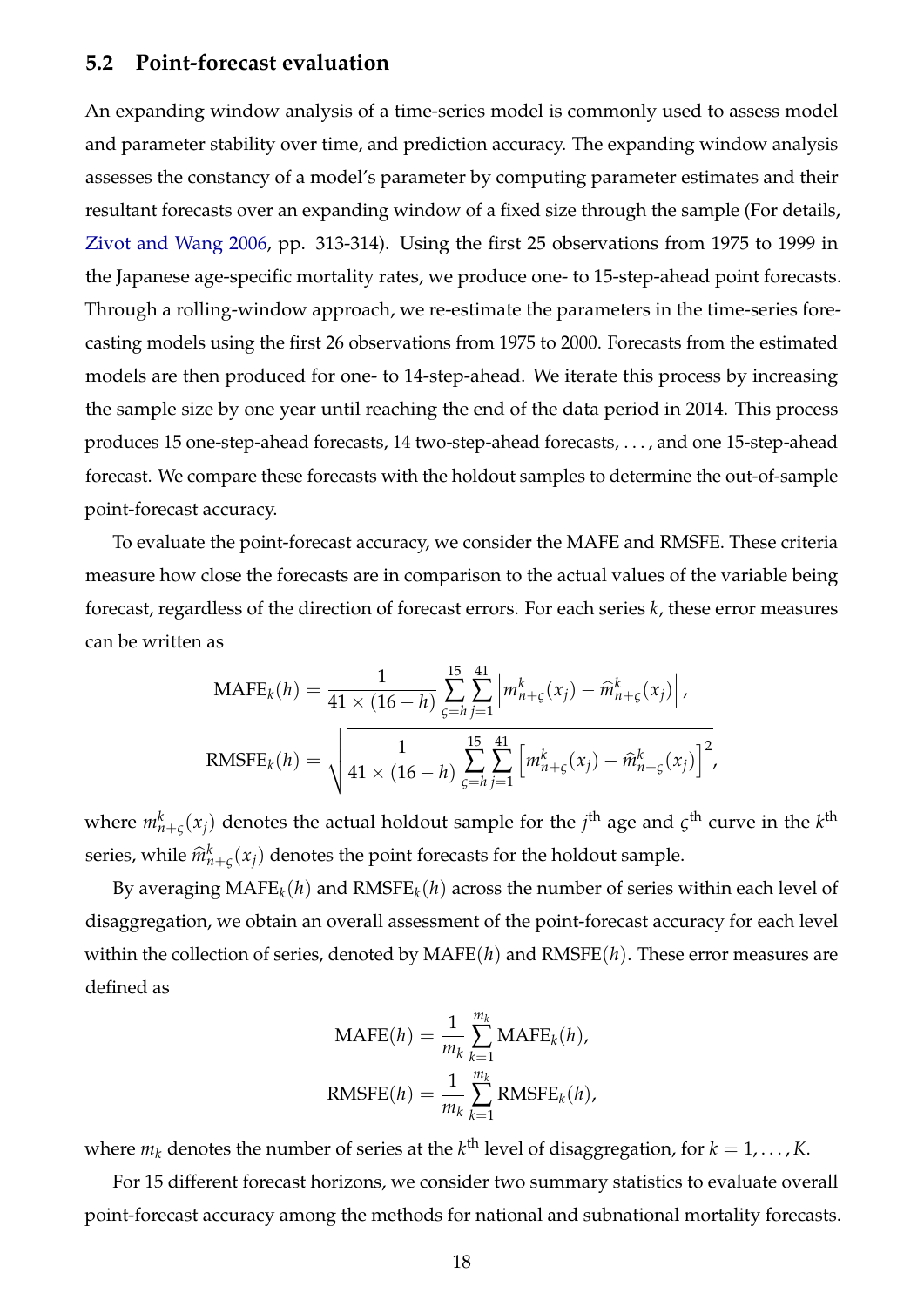### 5.2 Point-forecast evaluation

An expanding window analysis of a time-series model is commonly used to assess model and parameter stability over time, and prediction accuracy. The expanding window analysis assesses the constancy of a model's parameter by computing parameter estimates and their resultant forecasts over an expanding window of a fixed size through the sample (For details, Zivot and Wang 2006, pp. 313-314). Using the first 25 observations from 1975 to 1999 in the Japanese age-specific mortality rates, we produce one- to 15-step-ahead point forecasts. Through a rolling-window approach, we re-estimate the parameters in the time-series forecasting models using the first 26 observations from 1975 to 2000. Forecasts from the estimated models are then produced for one- to 14-step-ahead. We iterate this process by increasing the sample size by one year until reaching the end of the data period in 2014. This process produces 15 one-step-ahead forecasts, 14 two-step-ahead forecasts, . . . , and one 15-step-ahead forecast. We compare these forecasts with the holdout samples to determine the out-of-sample point-forecast accuracy.

To evaluate the point-forecast accuracy, we consider the MAFE and RMSFE. These criteria measure how close the forecasts are in comparison to the actual values of the variable being forecast, regardless of the direction of forecast errors. For each series $k$, these error measures can be written as

$$\text{MAFE}_k(h) = \frac{1}{41 \times (16-h)} \sum_{\varsigma=h}^{15} \sum_{j=1}^{41} \left| m_{n+\varsigma}^k(x_j) - \widehat{m}_{n+\varsigma}^k(x_j) \right|,$$

$$\text{RMSFE}_k(h) = \sqrt{\frac{1}{41 \times (16-h)} \sum_{\varsigma=h}^{15} \sum_{j=1}^{41} \left[ m_{n+\varsigma}^k(x_j) - \widehat{m}_{n+\varsigma}^k(x_j) \right]^2},$$

where $m_{n+\varsigma}^k(x_j)$ denotes the actual holdout sample for the $j^{\text{th}}$ age and $\varsigma^{\text{th}}$ curve in the $k^{\text{th}}$ series, while $\widehat{m}_{n+\varsigma}^k(x_j)$ denotes the point forecasts for the holdout sample.

By averaging $\text{MAFE}_k(h)$ and $\text{RMSFE}_k(h)$ across the number of series within each level of disaggregation, we obtain an overall assessment of the point-forecast accuracy for each level within the collection of series, denoted by $\text{MAFE}(h)$ and $\text{RMSFE}(h)$. These error measures are defined as

$$\text{MAFE}(h) = \frac{1}{m_k} \sum_{k=1}^{m_k} \text{MAFE}_k(h),$$

$$\text{RMSFE}(h) = \frac{1}{m_k} \sum_{k=1}^{m_k} \text{RMSFE}_k(h),$$

where $m_k$ denotes the number of series at the $k^{\text{th}}$ level of disaggregation, for $k = 1, \dots, K$.

For 15 different forecast horizons, we consider two summary statistics to evaluate overall point-forecast accuracy among the methods for national and subnational mortality forecasts.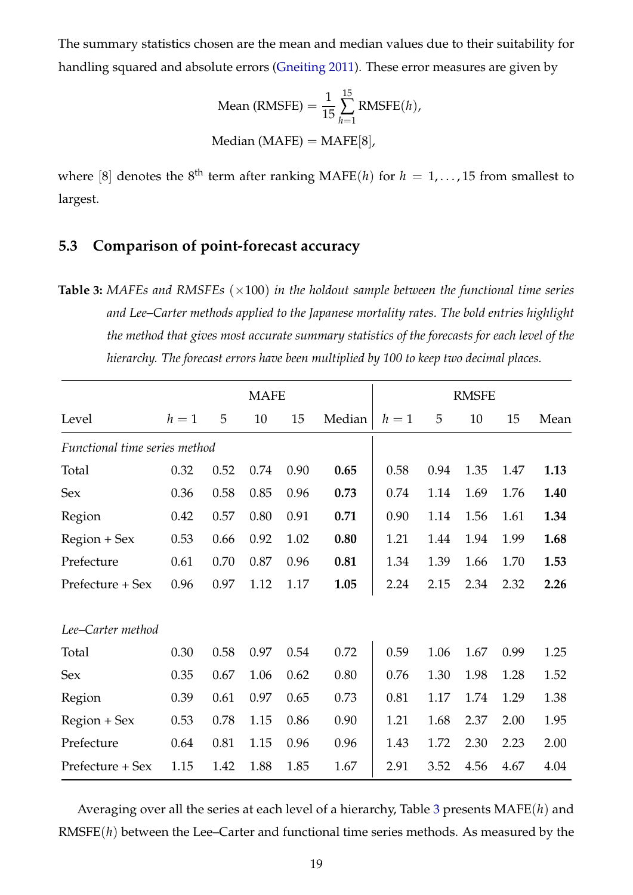The summary statistics chosen are the mean and median values due to their suitability for handling squared and absolute errors (Gneiting 2011). These error measures are given by

$$\text{Mean (RMSFE)} = \frac{1}{15}\sum_{h=1}^{15}\text{RMSFE}(h),$$

$$\text{Median (MAFE)} = \text{MAFE}[8],$$

where [8] denotes the 8th term after ranking MAFE($h$) for $h = 1, \ldots, 15$ from smallest to largest.

## 5.3 Comparison of point-forecast accuracy

**Table 3:** *MAFEs and RMSFEs ($\times$100) in the holdout sample between the functional time series and Lee–Carter methods applied to the Japanese mortality rates. The bold entries highlight the method that gives most accurate summary statistics of the forecasts for each level of the hierarchy. The forecast errors have been multiplied by 100 to keep two decimal places.*

| | MAFE | | | | | RMSFE | | | | |
|---|---|---|---|---|---|---|---|---|---|---|
| Level | $h=1$ | 5 | 10 | 15 | Median | $h=1$ | 5 | 10 | 15 | Mean |
| *Functional time series method* | | | | | | | | | | |
| Total | 0.32 | 0.52 | 0.74 | 0.90 | **0.65** | 0.58 | 0.94 | 1.35 | 1.47 | **1.13** |
| Sex | 0.36 | 0.58 | 0.85 | 0.96 | **0.73** | 0.74 | 1.14 | 1.69 | 1.76 | **1.40** |
| Region | 0.42 | 0.57 | 0.80 | 0.91 | **0.71** | 0.90 | 1.14 | 1.56 | 1.61 | **1.34** |
| Region + Sex | 0.53 | 0.66 | 0.92 | 1.02 | **0.80** | 1.21 | 1.44 | 1.94 | 1.99 | **1.68** |
| Prefecture | 0.61 | 0.70 | 0.87 | 0.96 | **0.81** | 1.34 | 1.39 | 1.66 | 1.70 | **1.53** |
| Prefecture + Sex | 0.96 | 0.97 | 1.12 | 1.17 | **1.05** | 2.24 | 2.15 | 2.34 | 2.32 | **2.26** |
| *Lee–Carter method* | | | | | | | | | | |
| Total | 0.30 | 0.58 | 0.97 | 0.54 | 0.72 | 0.59 | 1.06 | 1.67 | 0.99 | 1.25 |
| Sex | 0.35 | 0.67 | 1.06 | 0.62 | 0.80 | 0.76 | 1.30 | 1.98 | 1.28 | 1.52 |
| Region | 0.39 | 0.61 | 0.97 | 0.65 | 0.73 | 0.81 | 1.17 | 1.74 | 1.29 | 1.38 |
| Region + Sex | 0.53 | 0.78 | 1.15 | 0.86 | 0.90 | 1.21 | 1.68 | 2.37 | 2.00 | 1.95 |
| Prefecture | 0.64 | 0.81 | 1.15 | 0.96 | 0.96 | 1.43 | 1.72 | 2.30 | 2.23 | 2.00 |
| Prefecture + Sex | 1.15 | 1.42 | 1.88 | 1.85 | 1.67 | 2.91 | 3.52 | 4.56 | 4.67 | 4.04 |

Averaging over all the series at each level of a hierarchy, Table 3 presents MAFE($h$) and RMSFE($h$) between the Lee–Carter and functional time series methods. As measured by the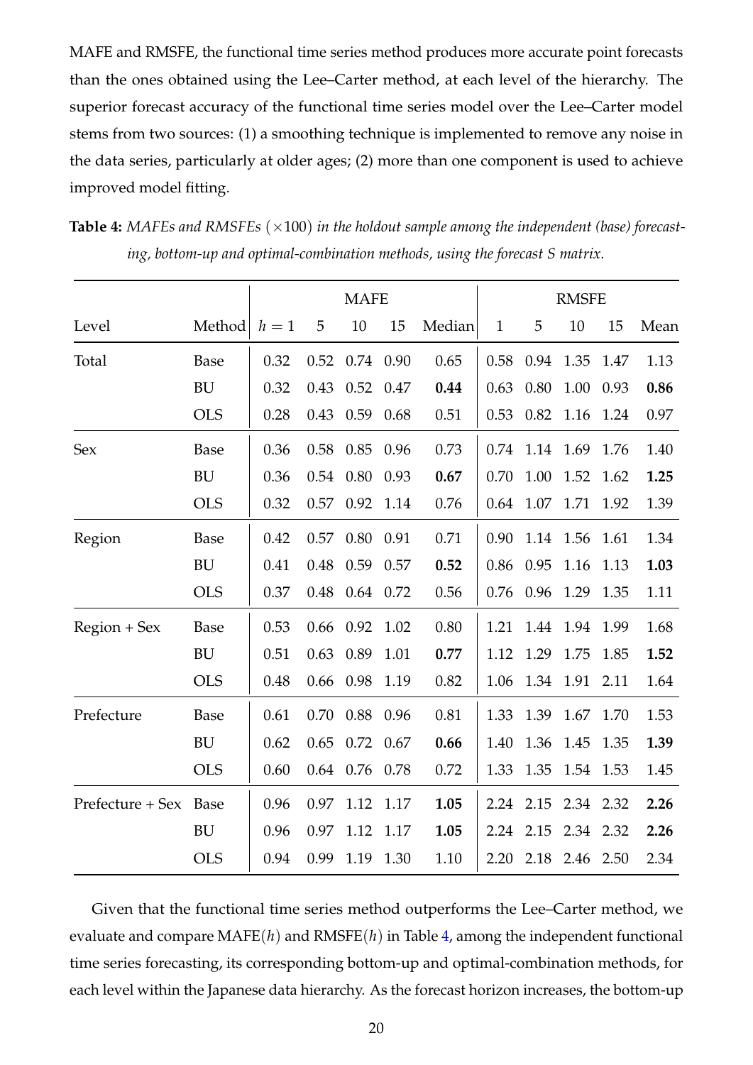MAFE and RMSFE, the functional time series method produces more accurate point forecasts than the ones obtained using the Lee–Carter method, at each level of the hierarchy. The superior forecast accuracy of the functional time series model over the Lee–Carter model stems from two sources: (1) a smoothing technique is implemented to remove any noise in the data series, particularly at older ages; (2) more than one component is used to achieve improved model fitting.

**Table 4:** *MAFEs and RMSFEs* $(\times 100)$ *in the holdout sample among the independent (base) forecasting, bottom-up and optimal-combination methods, using the forecast S matrix.*

| | | MAFE | | | | | RMSFE | | | | |
|---|---|---|---|---|---|---|---|---|---|---|---|
| Level | Method | $h = 1$ | 5 | 10 | 15 | Median | 1 | 5 | 10 | 15 | Mean |
| Total | Base | 0.32 | 0.52 | 0.74 | 0.90 | 0.65 | 0.58 | 0.94 | 1.35 | 1.47 | 1.13 |
| | BU | 0.32 | 0.43 | 0.52 | 0.47 | **0.44** | 0.63 | 0.80 | 1.00 | 0.93 | **0.86** |
| | OLS | 0.28 | 0.43 | 0.59 | 0.68 | 0.51 | 0.53 | 0.82 | 1.16 | 1.24 | 0.97 |
| Sex | Base | 0.36 | 0.58 | 0.85 | 0.96 | 0.73 | 0.74 | 1.14 | 1.69 | 1.76 | 1.40 |
| | BU | 0.36 | 0.54 | 0.80 | 0.93 | **0.67** | 0.70 | 1.00 | 1.52 | 1.62 | **1.25** |
| | OLS | 0.32 | 0.57 | 0.92 | 1.14 | 0.76 | 0.64 | 1.07 | 1.71 | 1.92 | 1.39 |
| Region | Base | 0.42 | 0.57 | 0.80 | 0.91 | 0.71 | 0.90 | 1.14 | 1.56 | 1.61 | 1.34 |
| | BU | 0.41 | 0.48 | 0.59 | 0.57 | **0.52** | 0.86 | 0.95 | 1.16 | 1.13 | **1.03** |
| | OLS | 0.37 | 0.48 | 0.64 | 0.72 | 0.56 | 0.76 | 0.96 | 1.29 | 1.35 | 1.11 |
| Region + Sex | Base | 0.53 | 0.66 | 0.92 | 1.02 | 0.80 | 1.21 | 1.44 | 1.94 | 1.99 | 1.68 |
| | BU | 0.51 | 0.63 | 0.89 | 1.01 | **0.77** | 1.12 | 1.29 | 1.75 | 1.85 | **1.52** |
| | OLS | 0.48 | 0.66 | 0.98 | 1.19 | 0.82 | 1.06 | 1.34 | 1.91 | 2.11 | 1.64 |
| Prefecture | Base | 0.61 | 0.70 | 0.88 | 0.96 | 0.81 | 1.33 | 1.39 | 1.67 | 1.70 | 1.53 |
| | BU | 0.62 | 0.65 | 0.72 | 0.67 | **0.66** | 1.40 | 1.36 | 1.45 | 1.35 | **1.39** |
| | OLS | 0.60 | 0.64 | 0.76 | 0.78 | 0.72 | 1.33 | 1.35 | 1.54 | 1.53 | 1.45 |
| Prefecture + Sex | Base | 0.96 | 0.97 | 1.12 | 1.17 | **1.05** | 2.24 | 2.15 | 2.34 | 2.32 | **2.26** |
| | BU | 0.96 | 0.97 | 1.12 | 1.17 | **1.05** | 2.24 | 2.15 | 2.34 | 2.32 | **2.26** |
| | OLS | 0.94 | 0.99 | 1.19 | 1.30 | 1.10 | 2.20 | 2.18 | 2.46 | 2.50 | 2.34 |

Given that the functional time series method outperforms the Lee–Carter method, we evaluate and compare MAFE($h$) and RMSFE($h$) in Table 4, among the independent functional time series forecasting, its corresponding bottom-up and optimal-combination methods, for each level within the Japanese data hierarchy. As the forecast horizon increases, the bottom-up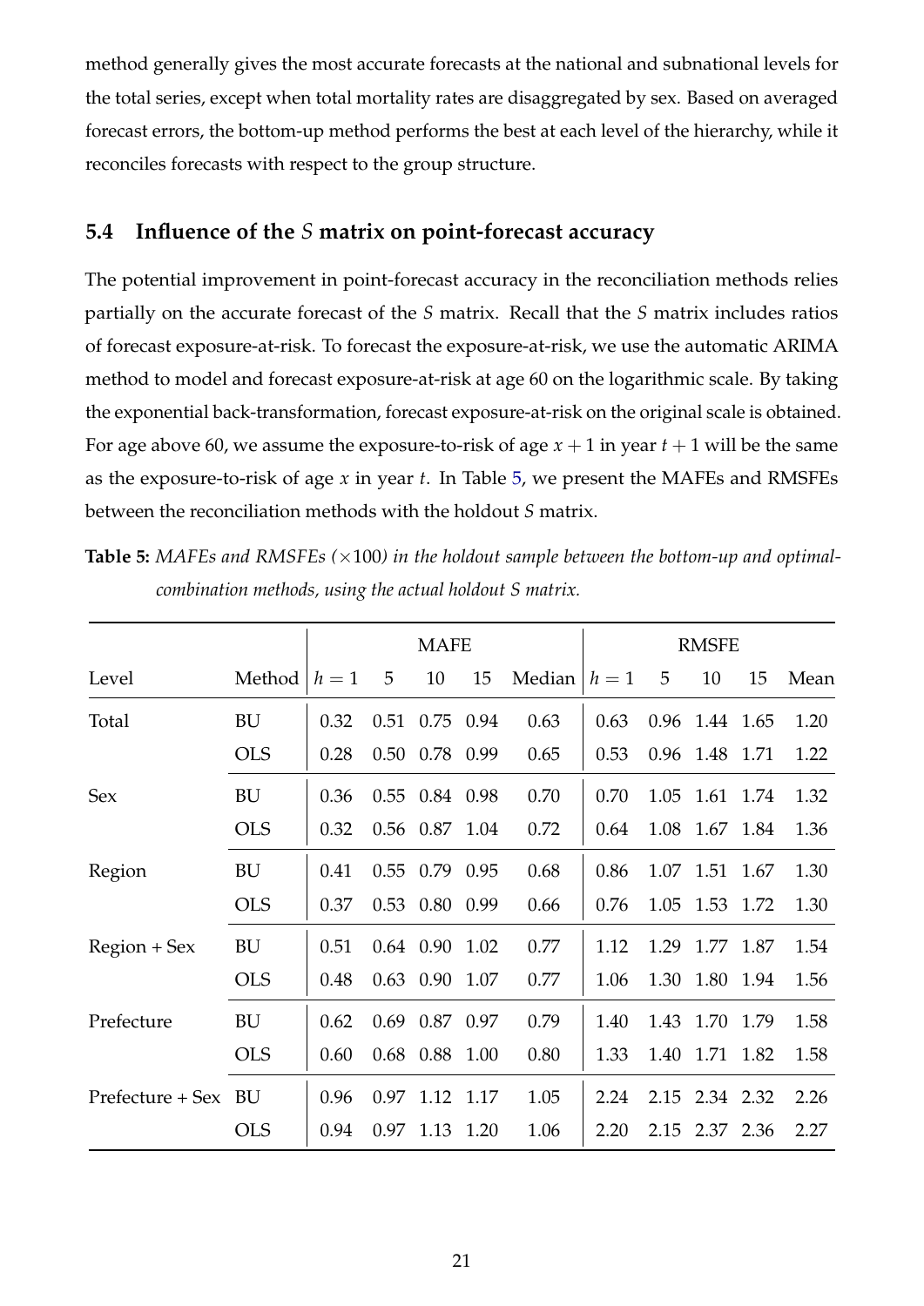method generally gives the most accurate forecasts at the national and subnational levels for the total series, except when total mortality rates are disaggregated by sex. Based on averaged forecast errors, the bottom-up method performs the best at each level of the hierarchy, while it reconciles forecasts with respect to the group structure.

## 5.4 Influence of the $S$ matrix on point-forecast accuracy

The potential improvement in point-forecast accuracy in the reconciliation methods relies partially on the accurate forecast of the $S$ matrix. Recall that the $S$ matrix includes ratios of forecast exposure-at-risk. To forecast the exposure-at-risk, we use the automatic ARIMA method to model and forecast exposure-at-risk at age 60 on the logarithmic scale. By taking the exponential back-transformation, forecast exposure-at-risk on the original scale is obtained. For age above 60, we assume the exposure-to-risk of age $x+1$ in year $t+1$ will be the same as the exposure-to-risk of age $x$ in year $t$. In Table 5, we present the MAFEs and RMSFEs between the reconciliation methods with the holdout $S$ matrix.

**Table 5:** *MAFEs and RMSFEs ($\times 100$) in the holdout sample between the bottom-up and optimal-combination methods, using the actual holdout S matrix.*

| | | MAFE | | | | | RMSFE | | | | |
|---|---|---|---|---|---|---|---|---|---|---|---|
| Level | Method | $h=1$ | 5 | 10 | 15 | Median | $h=1$ | 5 | 10 | 15 | Mean |
| Total | BU | 0.32 | 0.51 | 0.75 | 0.94 | 0.63 | 0.63 | 0.96 | 1.44 | 1.65 | 1.20 |
| | OLS | 0.28 | 0.50 | 0.78 | 0.99 | 0.65 | 0.53 | 0.96 | 1.48 | 1.71 | 1.22 |
| Sex | BU | 0.36 | 0.55 | 0.84 | 0.98 | 0.70 | 0.70 | 1.05 | 1.61 | 1.74 | 1.32 |
| | OLS | 0.32 | 0.56 | 0.87 | 1.04 | 0.72 | 0.64 | 1.08 | 1.67 | 1.84 | 1.36 |
| Region | BU | 0.41 | 0.55 | 0.79 | 0.95 | 0.68 | 0.86 | 1.07 | 1.51 | 1.67 | 1.30 |
| | OLS | 0.37 | 0.53 | 0.80 | 0.99 | 0.66 | 0.76 | 1.05 | 1.53 | 1.72 | 1.30 |
| Region + Sex | BU | 0.51 | 0.64 | 0.90 | 1.02 | 0.77 | 1.12 | 1.29 | 1.77 | 1.87 | 1.54 |
| | OLS | 0.48 | 0.63 | 0.90 | 1.07 | 0.77 | 1.06 | 1.30 | 1.80 | 1.94 | 1.56 |
| Prefecture | BU | 0.62 | 0.69 | 0.87 | 0.97 | 0.79 | 1.40 | 1.43 | 1.70 | 1.79 | 1.58 |
| | OLS | 0.60 | 0.68 | 0.88 | 1.00 | 0.80 | 1.33 | 1.40 | 1.71 | 1.82 | 1.58 |
| Prefecture + Sex | BU | 0.96 | 0.97 | 1.12 | 1.17 | 1.05 | 2.24 | 2.15 | 2.34 | 2.32 | 2.26 |
| | OLS | 0.94 | 0.97 | 1.13 | 1.20 | 1.06 | 2.20 | 2.15 | 2.37 | 2.36 | 2.27 |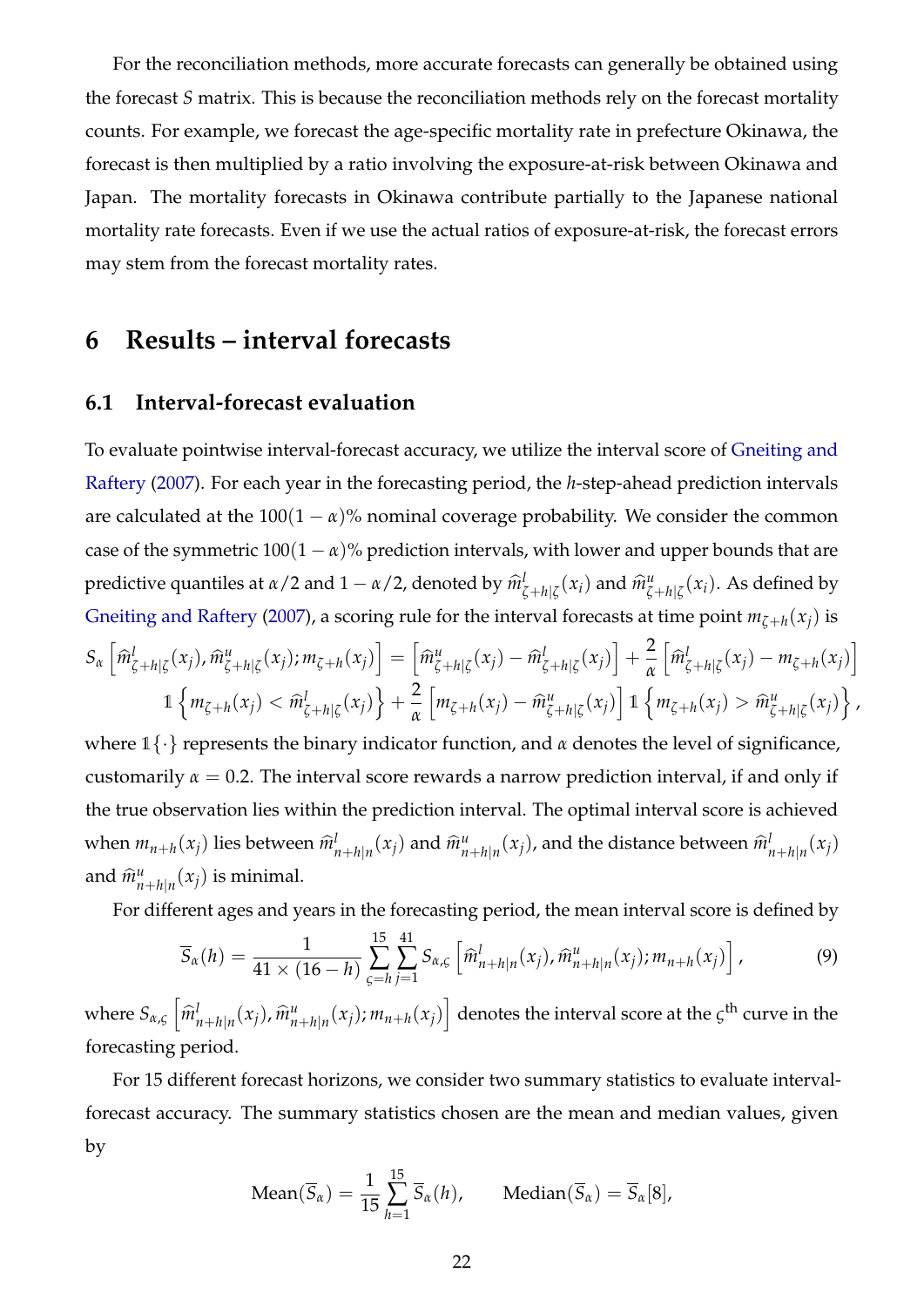For the reconciliation methods, more accurate forecasts can generally be obtained using the forecast $S$ matrix. This is because the reconciliation methods rely on the forecast mortality counts. For example, we forecast the age-specific mortality rate in prefecture Okinawa, the forecast is then multiplied by a ratio involving the exposure-at-risk between Okinawa and Japan. The mortality forecasts in Okinawa contribute partially to the Japanese national mortality rate forecasts. Even if we use the actual ratios of exposure-at-risk, the forecast errors may stem from the forecast mortality rates.

# 6 Results – interval forecasts

## 6.1 Interval-forecast evaluation

To evaluate pointwise interval-forecast accuracy, we utilize the interval score of Gneiting and Raftery (2007). For each year in the forecasting period, the $h$-step-ahead prediction intervals are calculated at the $100(1-\alpha)\%$ nominal coverage probability. We consider the common case of the symmetric $100(1-\alpha)\%$ prediction intervals, with lower and upper bounds that are predictive quantiles at $\alpha/2$ and $1-\alpha/2$, denoted by $\widehat{m}^{l}_{\zeta+h|\zeta}(x_i)$ and $\widehat{m}^{u}_{\zeta+h|\zeta}(x_i)$. As defined by Gneiting and Raftery (2007), a scoring rule for the interval forecasts at time point $m_{\zeta+h}(x_j)$ is

$$
\begin{aligned}
S_{\alpha}\left[\widehat{m}^{l}_{\zeta+h|\zeta}(x_j), \widehat{m}^{u}_{\zeta+h|\zeta}(x_j); m_{\zeta+h}(x_j)\right] &= \left[\widehat{m}^{u}_{\zeta+h|\zeta}(x_j) - \widehat{m}^{l}_{\zeta+h|\zeta}(x_j)\right] + \frac{2}{\alpha}\left[\widehat{m}^{l}_{\zeta+h|\zeta}(x_j) - m_{\zeta+h}(x_j)\right] \\
&\mathbb{1}\left\{m_{\zeta+h}(x_j) < \widehat{m}^{l}_{\zeta+h|\zeta}(x_j)\right\} + \frac{2}{\alpha}\left[m_{\zeta+h}(x_j) - \widehat{m}^{u}_{\zeta+h|\zeta}(x_j)\right]\mathbb{1}\left\{m_{\zeta+h}(x_j) > \widehat{m}^{u}_{\zeta+h|\zeta}(x_j)\right\},
\end{aligned}
$$

where $\mathbb{1}\{\cdot\}$ represents the binary indicator function, and $\alpha$ denotes the level of significance, customarily $\alpha = 0.2$. The interval score rewards a narrow prediction interval, if and only if the true observation lies within the prediction interval. The optimal interval score is achieved when $m_{n+h}(x_j)$ lies between $\widehat{m}^{l}_{n+h|n}(x_j)$ and $\widehat{m}^{u}_{n+h|n}(x_j)$, and the distance between $\widehat{m}^{l}_{n+h|n}(x_j)$ and $\widehat{m}^{u}_{n+h|n}(x_j)$ is minimal.

For different ages and years in the forecasting period, the mean interval score is defined by

$$
\overline{S}_{\alpha}(h) = \frac{1}{41 \times (16-h)} \sum_{\varsigma=h}^{15} \sum_{j=1}^{41} S_{\alpha,\varsigma}\left[\widehat{m}^{l}_{n+h|n}(x_j), \widehat{m}^{u}_{n+h|n}(x_j); m_{n+h}(x_j)\right], \tag{9}
$$

where $S_{\alpha,\varsigma}\left[\widehat{m}^{l}_{n+h|n}(x_j), \widehat{m}^{u}_{n+h|n}(x_j); m_{n+h}(x_j)\right]$ denotes the interval score at the $\varsigma^{\text{th}}$ curve in the forecasting period.

For 15 different forecast horizons, we consider two summary statistics to evaluate interval-forecast accuracy. The summary statistics chosen are the mean and median values, given by

$$
\text{Mean}(\overline{S}_{\alpha}) = \frac{1}{15}\sum_{h=1}^{15} \overline{S}_{\alpha}(h), \qquad \text{Median}(\overline{S}_{\alpha}) = \overline{S}_{\alpha}[8],
$$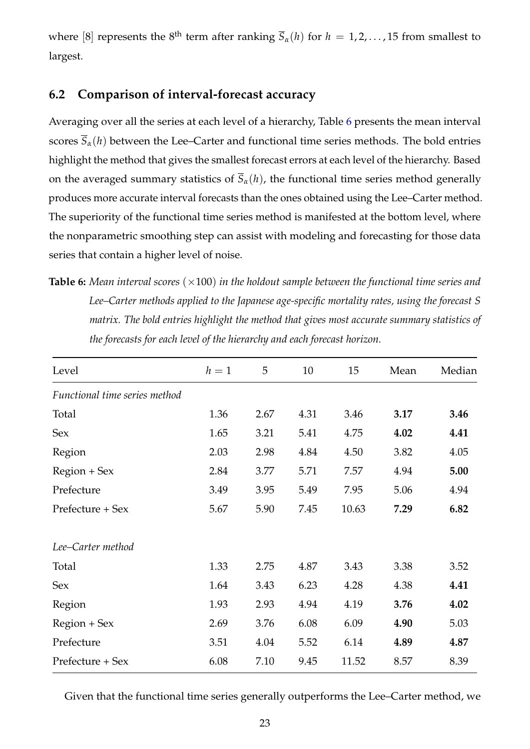where [8] represents the 8[th] term after ranking $\overline{S}_{\alpha}(h)$ for $h = 1, 2, \dots, 15$ from smallest to largest.

## 6.2 Comparison of interval-forecast accuracy

Averaging over all the series at each level of a hierarchy, Table 6 presents the mean interval scores $\overline{S}_{\alpha}(h)$ between the Lee–Carter and functional time series methods. The bold entries highlight the method that gives the smallest forecast errors at each level of the hierarchy. Based on the averaged summary statistics of $\overline{S}_{\alpha}(h)$, the functional time series method generally produces more accurate interval forecasts than the ones obtained using the Lee–Carter method. The superiority of the functional time series method is manifested at the bottom level, where the nonparametric smoothing step can assist with modeling and forecasting for those data series that contain a higher level of noise.

**Table 6:** *Mean interval scores ($\times 100$) in the holdout sample between the functional time series and Lee–Carter methods applied to the Japanese age-specific mortality rates, using the forecast S matrix. The bold entries highlight the method that gives most accurate summary statistics of the forecasts for each level of the hierarchy and each forecast horizon.*

| Level | $h = 1$ | 5 | 10 | 15 | Mean | Median |
|---|---|---|---|---|---|---|
| *Functional time series method* | | | | | | |
| Total | 1.36 | 2.67 | 4.31 | 3.46 | **3.17** | **3.46** |
| Sex | 1.65 | 3.21 | 5.41 | 4.75 | **4.02** | **4.41** |
| Region | 2.03 | 2.98 | 4.84 | 4.50 | 3.82 | 4.05 |
| Region + Sex | 2.84 | 3.77 | 5.71 | 7.57 | 4.94 | **5.00** |
| Prefecture | 3.49 | 3.95 | 5.49 | 7.95 | 5.06 | 4.94 |
| Prefecture + Sex | 5.67 | 5.90 | 7.45 | 10.63 | **7.29** | **6.82** |
| *Lee–Carter method* | | | | | | |
| Total | 1.33 | 2.75 | 4.87 | 3.43 | 3.38 | 3.52 |
| Sex | 1.64 | 3.43 | 6.23 | 4.28 | 4.38 | **4.41** |
| Region | 1.93 | 2.93 | 4.94 | 4.19 | **3.76** | **4.02** |
| Region + Sex | 2.69 | 3.76 | 6.08 | 6.09 | **4.90** | 5.03 |
| Prefecture | 3.51 | 4.04 | 5.52 | 6.14 | **4.89** | **4.87** |
| Prefecture + Sex | 6.08 | 7.10 | 9.45 | 11.52 | 8.57 | 8.39 |

Given that the functional time series generally outperforms the Lee–Carter method, we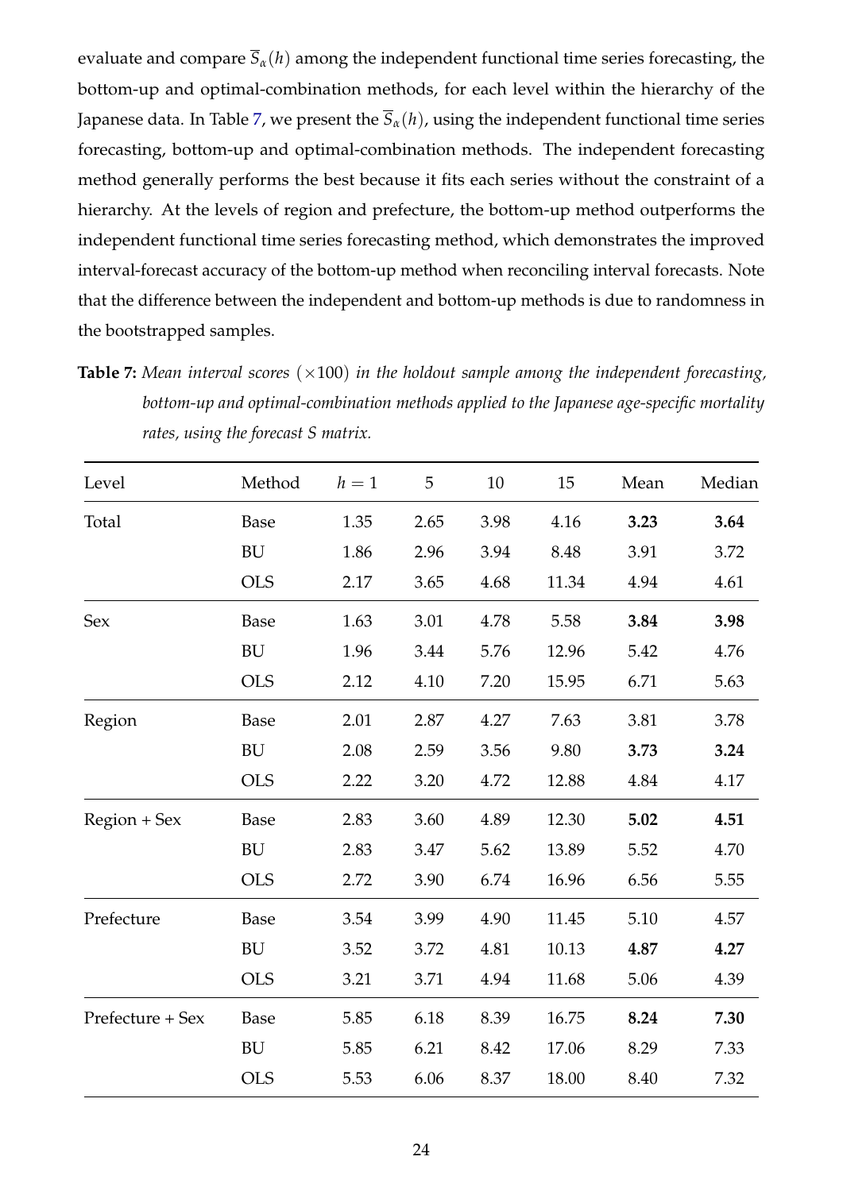evaluate and compare $\overline{S}_{\alpha}(h)$ among the independent functional time series forecasting, the bottom-up and optimal-combination methods, for each level within the hierarchy of the Japanese data. In Table 7, we present the $\overline{S}_{\alpha}(h)$, using the independent functional time series forecasting, bottom-up and optimal-combination methods. The independent forecasting method generally performs the best because it fits each series without the constraint of a hierarchy. At the levels of region and prefecture, the bottom-up method outperforms the independent functional time series forecasting method, which demonstrates the improved interval-forecast accuracy of the bottom-up method when reconciling interval forecasts. Note that the difference between the independent and bottom-up methods is due to randomness in the bootstrapped samples.

**Table 7:** *Mean interval scores $(\times 100)$ in the holdout sample among the independent forecasting, bottom-up and optimal-combination methods applied to the Japanese age-specific mortality rates, using the forecast S matrix.*

| Level | Method | $h=1$ | 5 | 10 | 15 | Mean | Median |
|---|---|---|---|---|---|---|---|
| Total | Base | 1.35 | 2.65 | 3.98 | 4.16 | **3.23** | **3.64** |
| | BU | 1.86 | 2.96 | 3.94 | 8.48 | 3.91 | 3.72 |
| | OLS | 2.17 | 3.65 | 4.68 | 11.34 | 4.94 | 4.61 |
| Sex | Base | 1.63 | 3.01 | 4.78 | 5.58 | **3.84** | **3.98** |
| | BU | 1.96 | 3.44 | 5.76 | 12.96 | 5.42 | 4.76 |
| | OLS | 2.12 | 4.10 | 7.20 | 15.95 | 6.71 | 5.63 |
| Region | Base | 2.01 | 2.87 | 4.27 | 7.63 | 3.81 | 3.78 |
| | BU | 2.08 | 2.59 | 3.56 | 9.80 | **3.73** | **3.24** |
| | OLS | 2.22 | 3.20 | 4.72 | 12.88 | 4.84 | 4.17 |
| Region + Sex | Base | 2.83 | 3.60 | 4.89 | 12.30 | **5.02** | **4.51** |
| | BU | 2.83 | 3.47 | 5.62 | 13.89 | 5.52 | 4.70 |
| | OLS | 2.72 | 3.90 | 6.74 | 16.96 | 6.56 | 5.55 |
| Prefecture | Base | 3.54 | 3.99 | 4.90 | 11.45 | 5.10 | 4.57 |
| | BU | 3.52 | 3.72 | 4.81 | 10.13 | **4.87** | **4.27** |
| | OLS | 3.21 | 3.71 | 4.94 | 11.68 | 5.06 | 4.39 |
| Prefecture + Sex | Base | 5.85 | 6.18 | 8.39 | 16.75 | **8.24** | **7.30** |
| | BU | 5.85 | 6.21 | 8.42 | 17.06 | 8.29 | 7.33 |
| | OLS | 5.53 | 6.06 | 8.37 | 18.00 | 8.40 | 7.32 |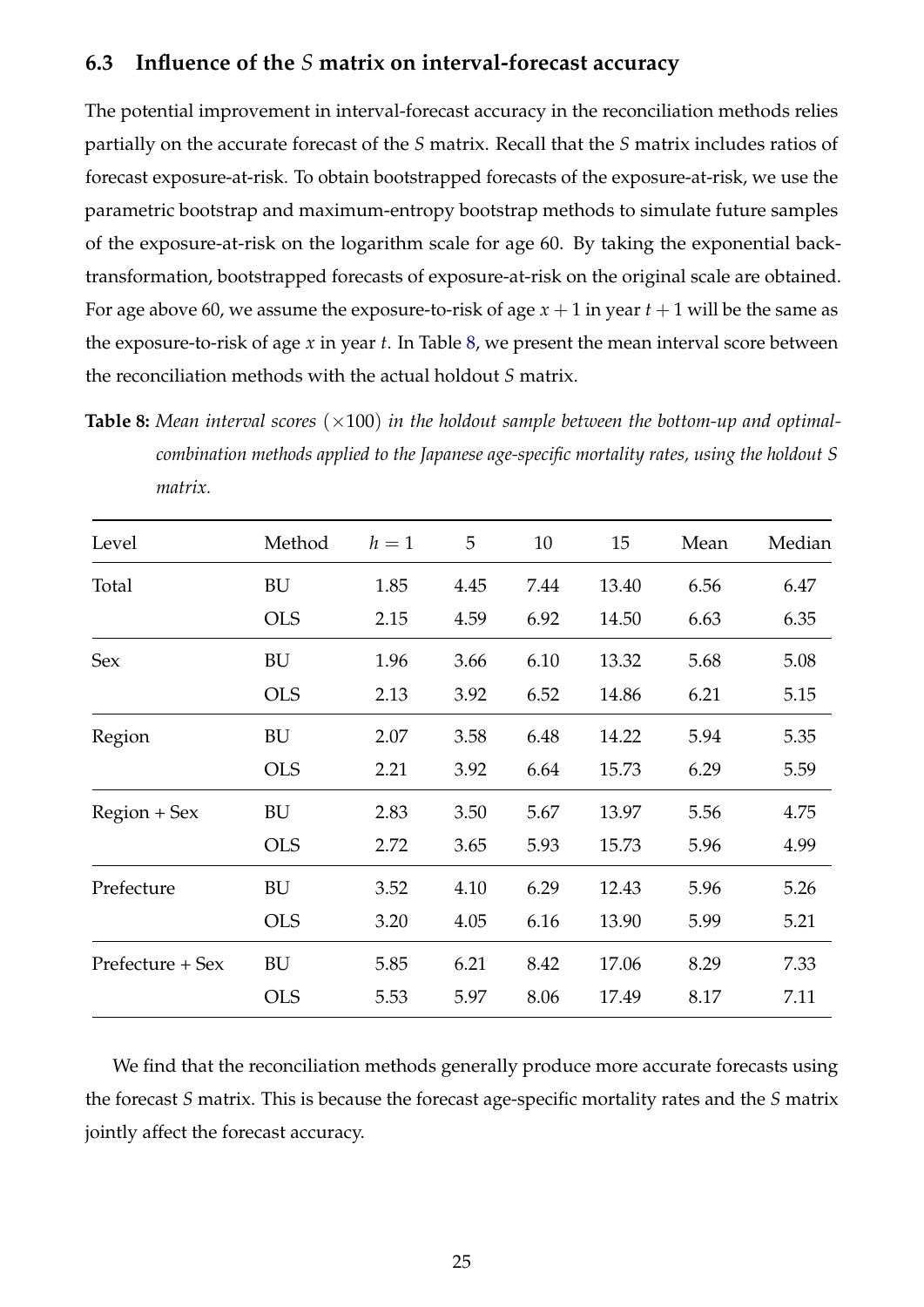### 6.3 Influence of the $S$ matrix on interval-forecast accuracy

The potential improvement in interval-forecast accuracy in the reconciliation methods relies partially on the accurate forecast of the $S$ matrix. Recall that the $S$ matrix includes ratios of forecast exposure-at-risk. To obtain bootstrapped forecasts of the exposure-at-risk, we use the parametric bootstrap and maximum-entropy bootstrap methods to simulate future samples of the exposure-at-risk on the logarithm scale for age 60. By taking the exponential back-transformation, bootstrapped forecasts of exposure-at-risk on the original scale are obtained. For age above 60, we assume the exposure-to-risk of age $x+1$ in year $t+1$ will be the same as the exposure-to-risk of age $x$ in year $t$. In Table 8, we present the mean interval score between the reconciliation methods with the actual holdout $S$ matrix.

**Table 8:** *Mean interval scores* $(\times 100)$ *in the holdout sample between the bottom-up and optimal-combination methods applied to the Japanese age-specific mortality rates, using the holdout S matrix.*

| Level | Method | $h=1$ | 5 | 10 | 15 | Mean | Median |
|---|---|---|---|---|---|---|---|
| Total | BU | 1.85 | 4.45 | 7.44 | 13.40 | 6.56 | 6.47 |
| | OLS | 2.15 | 4.59 | 6.92 | 14.50 | 6.63 | 6.35 |
| Sex | BU | 1.96 | 3.66 | 6.10 | 13.32 | 5.68 | 5.08 |
| | OLS | 2.13 | 3.92 | 6.52 | 14.86 | 6.21 | 5.15 |
| Region | BU | 2.07 | 3.58 | 6.48 | 14.22 | 5.94 | 5.35 |
| | OLS | 2.21 | 3.92 | 6.64 | 15.73 | 6.29 | 5.59 |
| Region + Sex | BU | 2.83 | 3.50 | 5.67 | 13.97 | 5.56 | 4.75 |
| | OLS | 2.72 | 3.65 | 5.93 | 15.73 | 5.96 | 4.99 |
| Prefecture | BU | 3.52 | 4.10 | 6.29 | 12.43 | 5.96 | 5.26 |
| | OLS | 3.20 | 4.05 | 6.16 | 13.90 | 5.99 | 5.21 |
| Prefecture + Sex | BU | 5.85 | 6.21 | 8.42 | 17.06 | 8.29 | 7.33 |
| | OLS | 5.53 | 5.97 | 8.06 | 17.49 | 8.17 | 7.11 |

We find that the reconciliation methods generally produce more accurate forecasts using the forecast $S$ matrix. This is because the forecast age-specific mortality rates and the $S$ matrix jointly affect the forecast accuracy.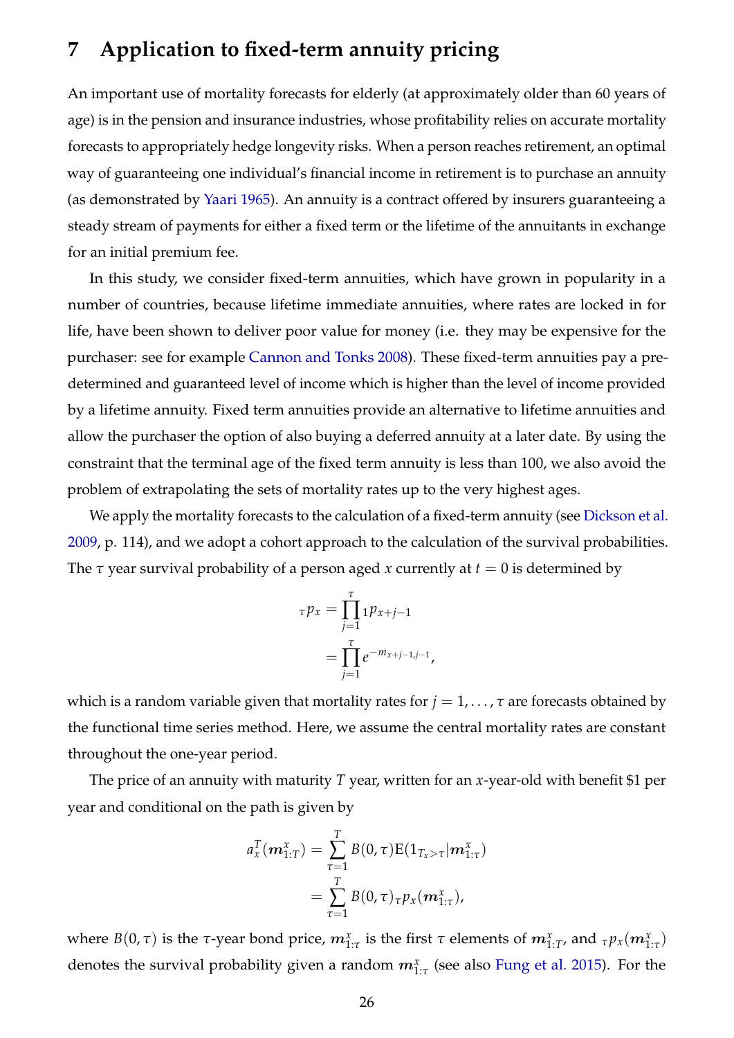# 7 Application to fixed-term annuity pricing

An important use of mortality forecasts for elderly (at approximately older than 60 years of age) is in the pension and insurance industries, whose profitability relies on accurate mortality forecasts to appropriately hedge longevity risks. When a person reaches retirement, an optimal way of guaranteeing one individual's financial income in retirement is to purchase an annuity (as demonstrated by Yaari 1965). An annuity is a contract offered by insurers guaranteeing a steady stream of payments for either a fixed term or the lifetime of the annuitants in exchange for an initial premium fee.

In this study, we consider fixed-term annuities, which have grown in popularity in a number of countries, because lifetime immediate annuities, where rates are locked in for life, have been shown to deliver poor value for money (i.e. they may be expensive for the purchaser: see for example Cannon and Tonks 2008). These fixed-term annuities pay a pre-determined and guaranteed level of income which is higher than the level of income provided by a lifetime annuity. Fixed term annuities provide an alternative to lifetime annuities and allow the purchaser the option of also buying a deferred annuity at a later date. By using the constraint that the terminal age of the fixed term annuity is less than 100, we also avoid the problem of extrapolating the sets of mortality rates up to the very highest ages.

We apply the mortality forecasts to the calculation of a fixed-term annuity (see Dickson et al. 2009, p. 114), and we adopt a cohort approach to the calculation of the survival probabilities. The $\tau$ year survival probability of a person aged $x$ currently at $t = 0$ is determined by

$$
\begin{aligned}
{}_{\tau}p_x &= \prod_{j=1}^{\tau} {}_1p_{x+j-1} \\
&= \prod_{j=1}^{\tau} e^{-m_{x+j-1,j-1}},
\end{aligned}
$$

which is a random variable given that mortality rates for $j = 1, \dots, \tau$ are forecasts obtained by the functional time series method. Here, we assume the central mortality rates are constant throughout the one-year period.

The price of an annuity with maturity $T$ year, written for an $x$-year-old with benefit \$1 per year and conditional on the path is given by

$$
\begin{aligned}
a_x^T(\boldsymbol{m}_{1:T}^x) &= \sum_{\tau=1}^{T} B(0,\tau)\mathrm{E}(1_{T_x>\tau}|\boldsymbol{m}_{1:\tau}^x) \\
&= \sum_{\tau=1}^{T} B(0,\tau)\,{}_{\tau}p_x(\boldsymbol{m}_{1:\tau}^x),
\end{aligned}
$$

where $B(0,\tau)$ is the $\tau$-year bond price, $\boldsymbol{m}_{1:\tau}^x$ is the first $\tau$ elements of $\boldsymbol{m}_{1:T}^x$, and ${}_{\tau}p_x(\boldsymbol{m}_{1:\tau}^x)$ denotes the survival probability given a random $\boldsymbol{m}_{1:\tau}^x$ (see also Fung et al. 2015). For the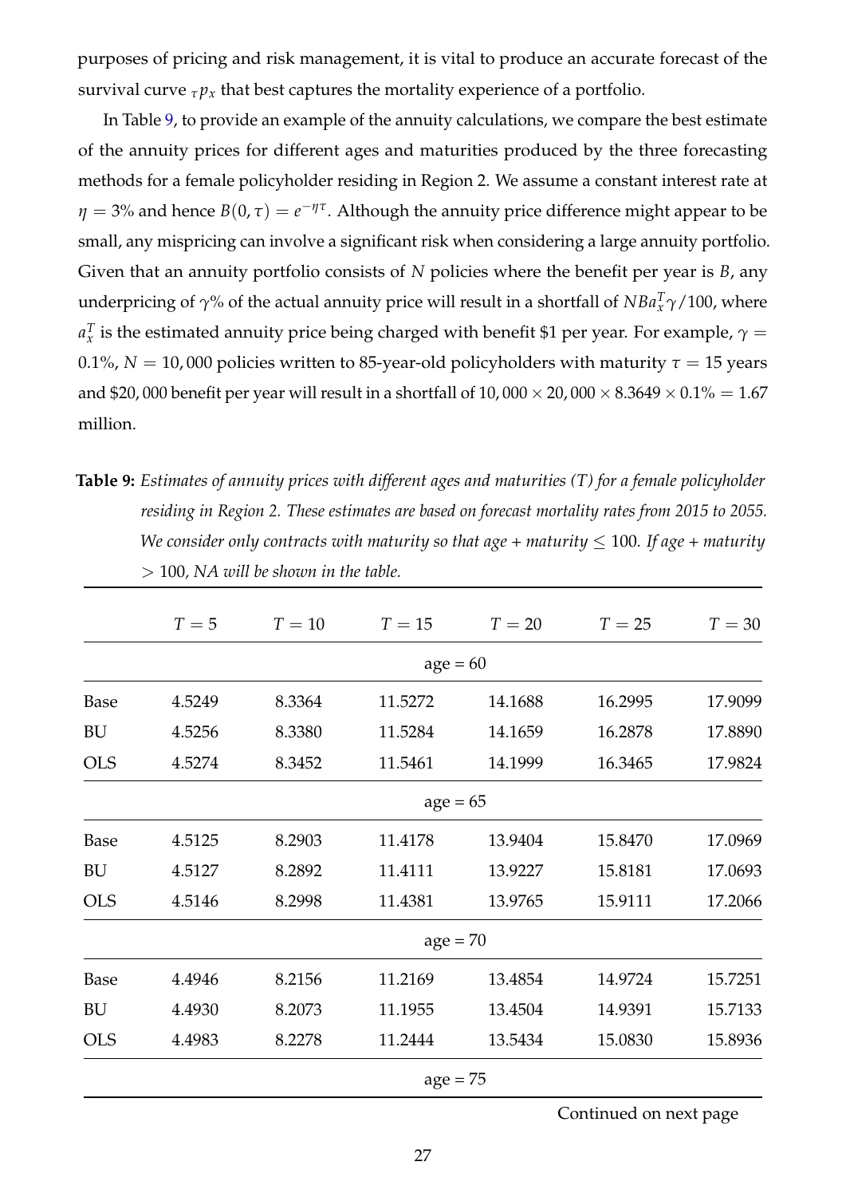purposes of pricing and risk management, it is vital to produce an accurate forecast of the survival curve ${}_{\tau}p_x$ that best captures the mortality experience of a portfolio.

In Table 9, to provide an example of the annuity calculations, we compare the best estimate of the annuity prices for different ages and maturities produced by the three forecasting methods for a female policyholder residing in Region 2. We assume a constant interest rate at $\eta = 3\%$ and hence $B(0,\tau) = e^{-\eta\tau}$. Although the annuity price difference might appear to be small, any mispricing can involve a significant risk when considering a large annuity portfolio. Given that an annuity portfolio consists of $N$ policies where the benefit per year is $B$, any underpricing of $\gamma\%$ of the actual annuity price will result in a shortfall of $NBa_x^T\gamma/100$, where $a_x^T$ is the estimated annuity price being charged with benefit \$1 per year. For example, $\gamma = 0.1\%$, $N = 10,000$ policies written to 85-year-old policyholders with maturity $\tau = 15$ years and \$20,000 benefit per year will result in a shortfall of $10,000 \times 20,000 \times 8.3649 \times 0.1\% = 1.67$ million.

**Table 9:** *Estimates of annuity prices with different ages and maturities (T) for a female policyholder residing in Region 2. These estimates are based on forecast mortality rates from 2015 to 2055. We consider only contracts with maturity so that age + maturity $\leq$ 100. If age + maturity $>$ 100, NA will be shown in the table.*

| | $T = 5$ | $T = 10$ | $T = 15$ | $T = 20$ | $T = 25$ | $T = 30$ |
|---|---|---|---|---|---|---|
| | | | age = 60 | | | |
| Base | 4.5249 | 8.3364 | 11.5272 | 14.1688 | 16.2995 | 17.9099 |
| BU | 4.5256 | 8.3380 | 11.5284 | 14.1659 | 16.2878 | 17.8890 |
| OLS | 4.5274 | 8.3452 | 11.5461 | 14.1999 | 16.3465 | 17.9824 |
| | | | age = 65 | | | |
| Base | 4.5125 | 8.2903 | 11.4178 | 13.9404 | 15.8470 | 17.0969 |
| BU | 4.5127 | 8.2892 | 11.4111 | 13.9227 | 15.8181 | 17.0693 |
| OLS | 4.5146 | 8.2998 | 11.4381 | 13.9765 | 15.9111 | 17.2066 |
| | | | age = 70 | | | |
| Base | 4.4946 | 8.2156 | 11.2169 | 13.4854 | 14.9724 | 15.7251 |
| BU | 4.4930 | 8.2073 | 11.1955 | 13.4504 | 14.9391 | 15.7133 |
| OLS | 4.4983 | 8.2278 | 11.2444 | 13.5434 | 15.0830 | 15.8936 |
| | | | age = 75 | | | |

Continued on next page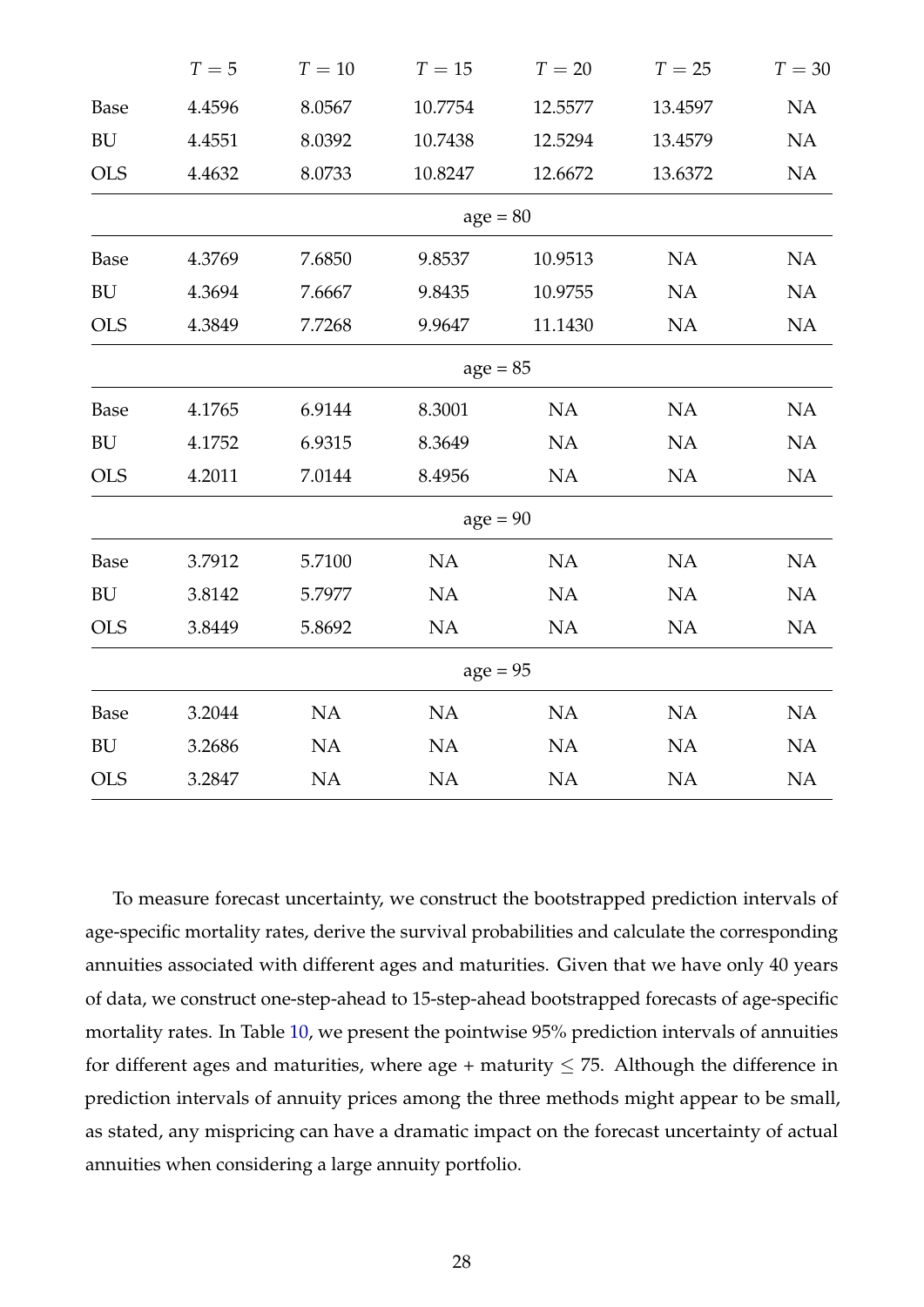| | $T = 5$ | $T = 10$ | $T = 15$ | $T = 20$ | $T = 25$ | $T = 30$ |
|---|---|---|---|---|---|---|
| Base | 4.4596 | 8.0567 | 10.7754 | 12.5577 | 13.4597 | NA |
| BU | 4.4551 | 8.0392 | 10.7438 | 12.5294 | 13.4579 | NA |
| OLS | 4.4632 | 8.0733 | 10.8247 | 12.6672 | 13.6372 | NA |
| | | | age = 80 | | | |
| Base | 4.3769 | 7.6850 | 9.8537 | 10.9513 | NA | NA |
| BU | 4.3694 | 7.6667 | 9.8435 | 10.9755 | NA | NA |
| OLS | 4.3849 | 7.7268 | 9.9647 | 11.1430 | NA | NA |
| | | | age = 85 | | | |
| Base | 4.1765 | 6.9144 | 8.3001 | NA | NA | NA |
| BU | 4.1752 | 6.9315 | 8.3649 | NA | NA | NA |
| OLS | 4.2011 | 7.0144 | 8.4956 | NA | NA | NA |
| | | | age = 90 | | | |
| Base | 3.7912 | 5.7100 | NA | NA | NA | NA |
| BU | 3.8142 | 5.7977 | NA | NA | NA | NA |
| OLS | 3.8449 | 5.8692 | NA | NA | NA | NA |
| | | | age = 95 | | | |
| Base | 3.2044 | NA | NA | NA | NA | NA |
| BU | 3.2686 | NA | NA | NA | NA | NA |
| OLS | 3.2847 | NA | NA | NA | NA | NA |

To measure forecast uncertainty, we construct the bootstrapped prediction intervals of age-specific mortality rates, derive the survival probabilities and calculate the corresponding annuities associated with different ages and maturities. Given that we have only 40 years of data, we construct one-step-ahead to 15-step-ahead bootstrapped forecasts of age-specific mortality rates. In Table 10, we present the pointwise 95% prediction intervals of annuities for different ages and maturities, where age + maturity $\leq 75$. Although the difference in prediction intervals of annuity prices among the three methods might appear to be small, as stated, any mispricing can have a dramatic impact on the forecast uncertainty of actual annuities when considering a large annuity portfolio.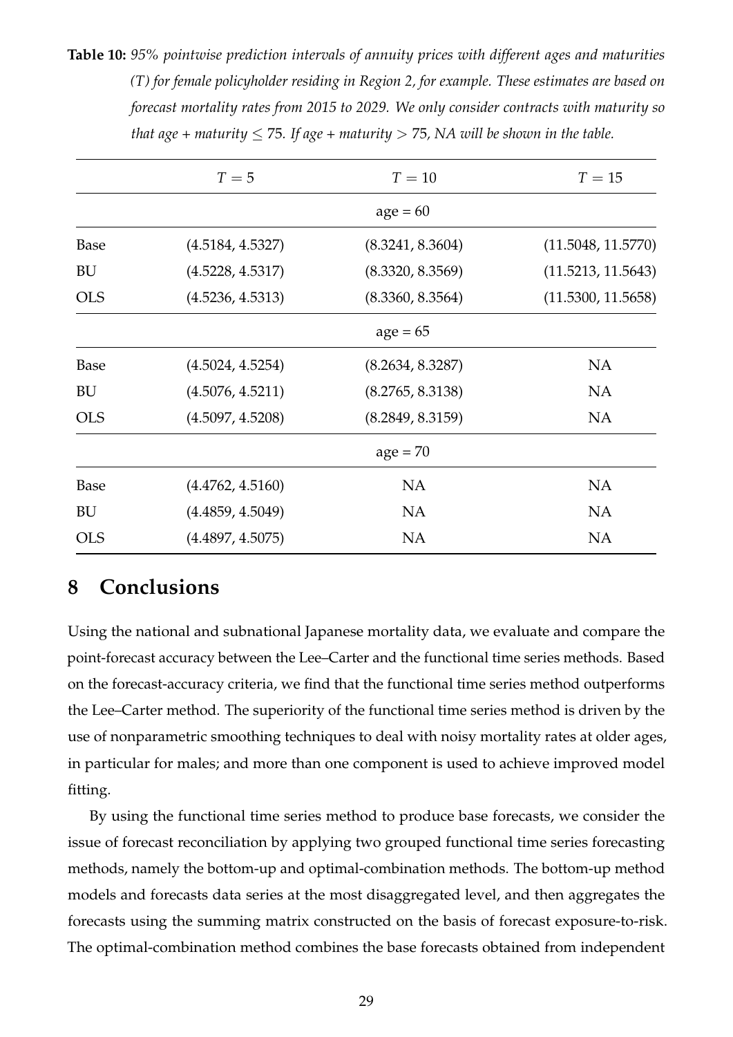**Table 10:** *95% pointwise prediction intervals of annuity prices with different ages and maturities (T) for female policyholder residing in Region 2, for example. These estimates are based on forecast mortality rates from 2015 to 2029. We only consider contracts with maturity so that age + maturity $\leq 75$. If age + maturity $> 75$, NA will be shown in the table.*

| | $T = 5$ | $T = 10$ | $T = 15$ |
|---|---|---|---|
| | | age = 60 | |
| Base | (4.5184, 4.5327) | (8.3241, 8.3604) | (11.5048, 11.5770) |
| BU | (4.5228, 4.5317) | (8.3320, 8.3569) | (11.5213, 11.5643) |
| OLS | (4.5236, 4.5313) | (8.3360, 8.3564) | (11.5300, 11.5658) |
| | | age = 65 | |
| Base | (4.5024, 4.5254) | (8.2634, 8.3287) | NA |
| BU | (4.5076, 4.5211) | (8.2765, 8.3138) | NA |
| OLS | (4.5097, 4.5208) | (8.2849, 8.3159) | NA |
| | | age = 70 | |
| Base | (4.4762, 4.5160) | NA | NA |
| BU | (4.4859, 4.5049) | NA | NA |
| OLS | (4.4897, 4.5075) | NA | NA |

# 8 Conclusions

Using the national and subnational Japanese mortality data, we evaluate and compare the point-forecast accuracy between the Lee–Carter and the functional time series methods. Based on the forecast-accuracy criteria, we find that the functional time series method outperforms the Lee–Carter method. The superiority of the functional time series method is driven by the use of nonparametric smoothing techniques to deal with noisy mortality rates at older ages, in particular for males; and more than one component is used to achieve improved model fitting.

By using the functional time series method to produce base forecasts, we consider the issue of forecast reconciliation by applying two grouped functional time series forecasting methods, namely the bottom-up and optimal-combination methods. The bottom-up method models and forecasts data series at the most disaggregated level, and then aggregates the forecasts using the summing matrix constructed on the basis of forecast exposure-to-risk. The optimal-combination method combines the base forecasts obtained from independent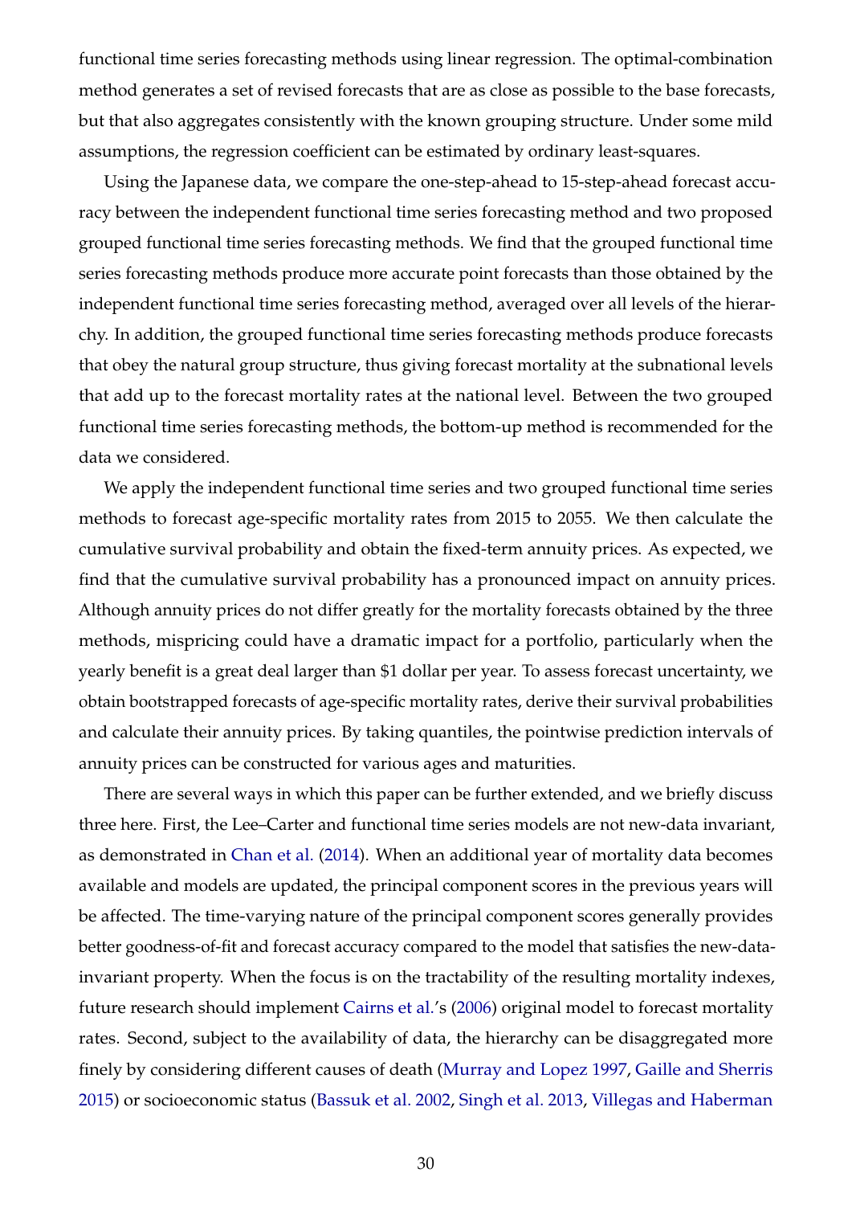functional time series forecasting methods using linear regression. The optimal-combination method generates a set of revised forecasts that are as close as possible to the base forecasts, but that also aggregates consistently with the known grouping structure. Under some mild assumptions, the regression coefficient can be estimated by ordinary least-squares.

Using the Japanese data, we compare the one-step-ahead to 15-step-ahead forecast accuracy between the independent functional time series forecasting method and two proposed grouped functional time series forecasting methods. We find that the grouped functional time series forecasting methods produce more accurate point forecasts than those obtained by the independent functional time series forecasting method, averaged over all levels of the hierarchy. In addition, the grouped functional time series forecasting methods produce forecasts that obey the natural group structure, thus giving forecast mortality at the subnational levels that add up to the forecast mortality rates at the national level. Between the two grouped functional time series forecasting methods, the bottom-up method is recommended for the data we considered.

We apply the independent functional time series and two grouped functional time series methods to forecast age-specific mortality rates from 2015 to 2055. We then calculate the cumulative survival probability and obtain the fixed-term annuity prices. As expected, we find that the cumulative survival probability has a pronounced impact on annuity prices. Although annuity prices do not differ greatly for the mortality forecasts obtained by the three methods, mispricing could have a dramatic impact for a portfolio, particularly when the yearly benefit is a great deal larger than $1 dollar per year. To assess forecast uncertainty, we obtain bootstrapped forecasts of age-specific mortality rates, derive their survival probabilities and calculate their annuity prices. By taking quantiles, the pointwise prediction intervals of annuity prices can be constructed for various ages and maturities.

There are several ways in which this paper can be further extended, and we briefly discuss three here. First, the Lee–Carter and functional time series models are not new-data invariant, as demonstrated in Chan et al. (2014). When an additional year of mortality data becomes available and models are updated, the principal component scores in the previous years will be affected. The time-varying nature of the principal component scores generally provides better goodness-of-fit and forecast accuracy compared to the model that satisfies the new-data-invariant property. When the focus is on the tractability of the resulting mortality indexes, future research should implement Cairns et al.'s (2006) original model to forecast mortality rates. Second, subject to the availability of data, the hierarchy can be disaggregated more finely by considering different causes of death (Murray and Lopez 1997, Gaille and Sherris 2015) or socioeconomic status (Bassuk et al. 2002, Singh et al. 2013, Villegas and Haberman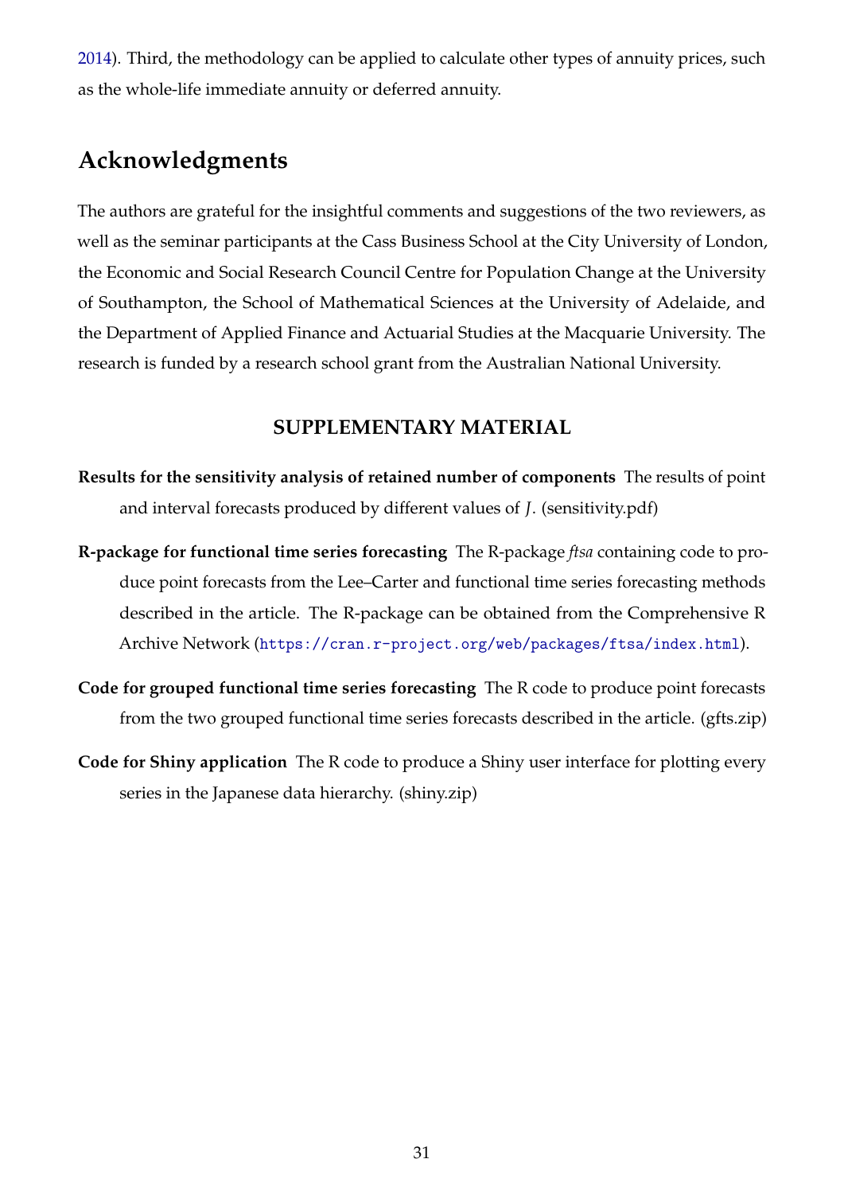2014). Third, the methodology can be applied to calculate other types of annuity prices, such as the whole-life immediate annuity or deferred annuity.

## Acknowledgments

The authors are grateful for the insightful comments and suggestions of the two reviewers, as well as the seminar participants at the Cass Business School at the City University of London, the Economic and Social Research Council Centre for Population Change at the University of Southampton, the School of Mathematical Sciences at the University of Adelaide, and the Department of Applied Finance and Actuarial Studies at the Macquarie University. The research is funded by a research school grant from the Australian National University.

### SUPPLEMENTARY MATERIAL

**Results for the sensitivity analysis of retained number of components** The results of point and interval forecasts produced by different values of $J$. (sensitivity.pdf)

**R-package for functional time series forecasting** The R-package *ftsa* containing code to produce point forecasts from the Lee–Carter and functional time series forecasting methods described in the article. The R-package can be obtained from the Comprehensive R Archive Network (`https://cran.r-project.org/web/packages/ftsa/index.html`).

**Code for grouped functional time series forecasting** The R code to produce point forecasts from the two grouped functional time series forecasts described in the article. (gfts.zip)

**Code for Shiny application** The R code to produce a Shiny user interface for plotting every series in the Japanese data hierarchy. (shiny.zip)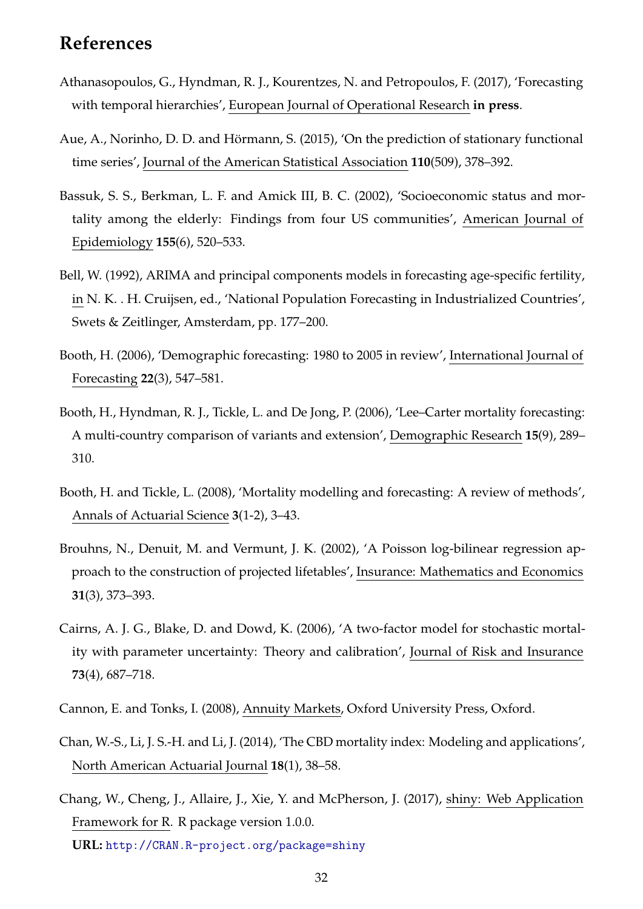## References

Athanasopoulos, G., Hyndman, R. J., Kourentzes, N. and Petropoulos, F. (2017), 'Forecasting with temporal hierarchies', European Journal of Operational Research **in press**.

Aue, A., Norinho, D. D. and Hörmann, S. (2015), 'On the prediction of stationary functional time series', Journal of the American Statistical Association **110**(509), 378–392.

Bassuk, S. S., Berkman, L. F. and Amick III, B. C. (2002), 'Socioeconomic status and mortality among the elderly: Findings from four US communities', American Journal of Epidemiology **155**(6), 520–533.

Bell, W. (1992), ARIMA and principal components models in forecasting age-specific fertility, in N. K. . H. Cruijsen, ed., 'National Population Forecasting in Industrialized Countries', Swets & Zeitlinger, Amsterdam, pp. 177–200.

Booth, H. (2006), 'Demographic forecasting: 1980 to 2005 in review', International Journal of Forecasting **22**(3), 547–581.

Booth, H., Hyndman, R. J., Tickle, L. and De Jong, P. (2006), 'Lee–Carter mortality forecasting: A multi-country comparison of variants and extension', Demographic Research **15**(9), 289–310.

Booth, H. and Tickle, L. (2008), 'Mortality modelling and forecasting: A review of methods', Annals of Actuarial Science **3**(1-2), 3–43.

Brouhns, N., Denuit, M. and Vermunt, J. K. (2002), 'A Poisson log-bilinear regression approach to the construction of projected lifetables', Insurance: Mathematics and Economics **31**(3), 373–393.

Cairns, A. J. G., Blake, D. and Dowd, K. (2006), 'A two-factor model for stochastic mortality with parameter uncertainty: Theory and calibration', Journal of Risk and Insurance **73**(4), 687–718.

Cannon, E. and Tonks, I. (2008), Annuity Markets, Oxford University Press, Oxford.

Chan, W.-S., Li, J. S.-H. and Li, J. (2014), 'The CBD mortality index: Modeling and applications', North American Actuarial Journal **18**(1), 38–58.

Chang, W., Cheng, J., Allaire, J., Xie, Y. and McPherson, J. (2017), shiny: Web Application Framework for R. R package version 1.0.0.
**URL:** http://CRAN.R-project.org/package=shiny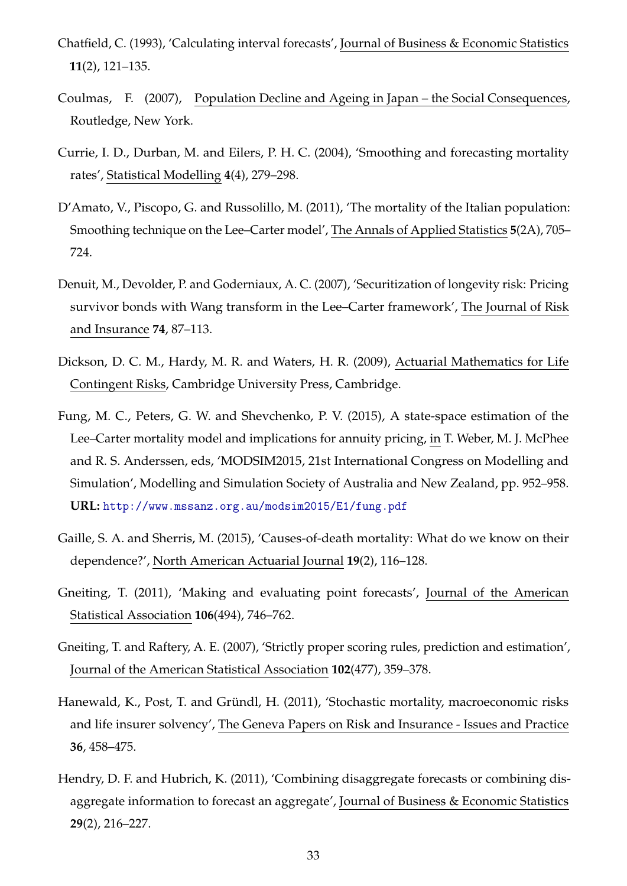Chatfield, C. (1993), 'Calculating interval forecasts', Journal of Business & Economic Statistics **11**(2), 121–135.

Coulmas, F. (2007), Population Decline and Ageing in Japan – the Social Consequences, Routledge, New York.

Currie, I. D., Durban, M. and Eilers, P. H. C. (2004), 'Smoothing and forecasting mortality rates', Statistical Modelling **4**(4), 279–298.

D'Amato, V., Piscopo, G. and Russolillo, M. (2011), 'The mortality of the Italian population: Smoothing technique on the Lee–Carter model', The Annals of Applied Statistics **5**(2A), 705–724.

Denuit, M., Devolder, P. and Goderniaux, A. C. (2007), 'Securitization of longevity risk: Pricing survivor bonds with Wang transform in the Lee–Carter framework', The Journal of Risk and Insurance **74**, 87–113.

Dickson, D. C. M., Hardy, M. R. and Waters, H. R. (2009), Actuarial Mathematics for Life Contingent Risks, Cambridge University Press, Cambridge.

Fung, M. C., Peters, G. W. and Shevchenko, P. V. (2015), A state-space estimation of the Lee–Carter mortality model and implications for annuity pricing, in T. Weber, M. J. McPhee and R. S. Anderssen, eds, 'MODSIM2015, 21st International Congress on Modelling and Simulation', Modelling and Simulation Society of Australia and New Zealand, pp. 952–958.
**URL:** http://www.mssanz.org.au/modsim2015/E1/fung.pdf

Gaille, S. A. and Sherris, M. (2015), 'Causes-of-death mortality: What do we know on their dependence?', North American Actuarial Journal **19**(2), 116–128.

Gneiting, T. (2011), 'Making and evaluating point forecasts', Journal of the American Statistical Association **106**(494), 746–762.

Gneiting, T. and Raftery, A. E. (2007), 'Strictly proper scoring rules, prediction and estimation', Journal of the American Statistical Association **102**(477), 359–378.

Hanewald, K., Post, T. and Gründl, H. (2011), 'Stochastic mortality, macroeconomic risks and life insurer solvency', The Geneva Papers on Risk and Insurance - Issues and Practice **36**, 458–475.

Hendry, D. F. and Hubrich, K. (2011), 'Combining disaggregate forecasts or combining disaggregate information to forecast an aggregate', Journal of Business & Economic Statistics **29**(2), 216–227.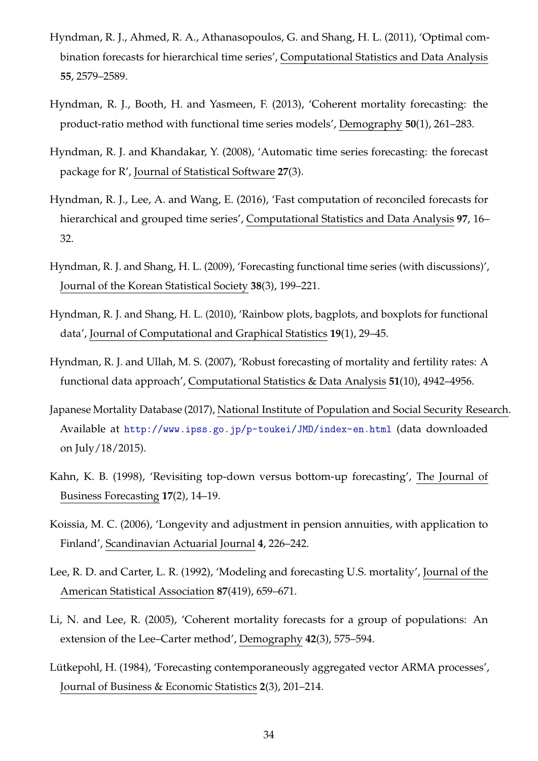Hyndman, R. J., Ahmed, R. A., Athanasopoulos, G. and Shang, H. L. (2011), 'Optimal combination forecasts for hierarchical time series', Computational Statistics and Data Analysis **55**, 2579–2589.

Hyndman, R. J., Booth, H. and Yasmeen, F. (2013), 'Coherent mortality forecasting: the product-ratio method with functional time series models', Demography **50**(1), 261–283.

Hyndman, R. J. and Khandakar, Y. (2008), 'Automatic time series forecasting: the forecast package for R', Journal of Statistical Software **27**(3).

Hyndman, R. J., Lee, A. and Wang, E. (2016), 'Fast computation of reconciled forecasts for hierarchical and grouped time series', Computational Statistics and Data Analysis **97**, 16–32.

Hyndman, R. J. and Shang, H. L. (2009), 'Forecasting functional time series (with discussions)', Journal of the Korean Statistical Society **38**(3), 199–221.

Hyndman, R. J. and Shang, H. L. (2010), 'Rainbow plots, bagplots, and boxplots for functional data', Journal of Computational and Graphical Statistics **19**(1), 29–45.

Hyndman, R. J. and Ullah, M. S. (2007), 'Robust forecasting of mortality and fertility rates: A functional data approach', Computational Statistics & Data Analysis **51**(10), 4942–4956.

Japanese Mortality Database (2017), National Institute of Population and Social Security Research. Available at http://www.ipss.go.jp/p-toukei/JMD/index-en.html (data downloaded on July/18/2015).

Kahn, K. B. (1998), 'Revisiting top-down versus bottom-up forecasting', The Journal of Business Forecasting **17**(2), 14–19.

Koissia, M. C. (2006), 'Longevity and adjustment in pension annuities, with application to Finland', Scandinavian Actuarial Journal **4**, 226–242.

Lee, R. D. and Carter, L. R. (1992), 'Modeling and forecasting U.S. mortality', Journal of the American Statistical Association **87**(419), 659–671.

Li, N. and Lee, R. (2005), 'Coherent mortality forecasts for a group of populations: An extension of the Lee–Carter method', Demography **42**(3), 575–594.

Lütkepohl, H. (1984), 'Forecasting contemporaneously aggregated vector ARMA processes', Journal of Business & Economic Statistics **2**(3), 201–214.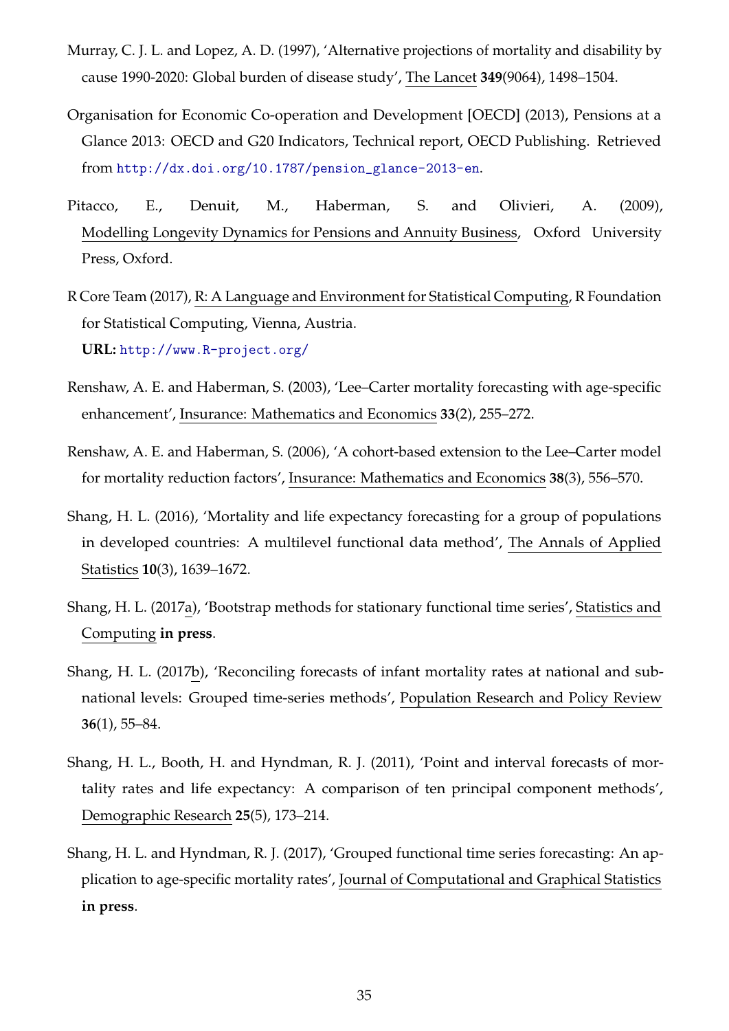Murray, C. J. L. and Lopez, A. D. (1997), 'Alternative projections of mortality and disability by cause 1990-2020: Global burden of disease study', The Lancet **349**(9064), 1498–1504.

Organisation for Economic Co-operation and Development [OECD] (2013), Pensions at a Glance 2013: OECD and G20 Indicators, Technical report, OECD Publishing. Retrieved from http://dx.doi.org/10.1787/pension_glance-2013-en.

Pitacco, E., Denuit, M., Haberman, S. and Olivieri, A. (2009), Modelling Longevity Dynamics for Pensions and Annuity Business, Oxford University Press, Oxford.

R Core Team (2017), R: A Language and Environment for Statistical Computing, R Foundation for Statistical Computing, Vienna, Austria.
**URL:** http://www.R-project.org/

Renshaw, A. E. and Haberman, S. (2003), 'Lee–Carter mortality forecasting with age-specific enhancement', Insurance: Mathematics and Economics **33**(2), 255–272.

Renshaw, A. E. and Haberman, S. (2006), 'A cohort-based extension to the Lee–Carter model for mortality reduction factors', Insurance: Mathematics and Economics **38**(3), 556–570.

Shang, H. L. (2016), 'Mortality and life expectancy forecasting for a group of populations in developed countries: A multilevel functional data method', The Annals of Applied Statistics **10**(3), 1639–1672.

Shang, H. L. (2017a), 'Bootstrap methods for stationary functional time series', Statistics and Computing **in press**.

Shang, H. L. (2017b), 'Reconciling forecasts of infant mortality rates at national and sub-national levels: Grouped time-series methods', Population Research and Policy Review **36**(1), 55–84.

Shang, H. L., Booth, H. and Hyndman, R. J. (2011), 'Point and interval forecasts of mortality rates and life expectancy: A comparison of ten principal component methods', Demographic Research **25**(5), 173–214.

Shang, H. L. and Hyndman, R. J. (2017), 'Grouped functional time series forecasting: An application to age-specific mortality rates', Journal of Computational and Graphical Statistics **in press**.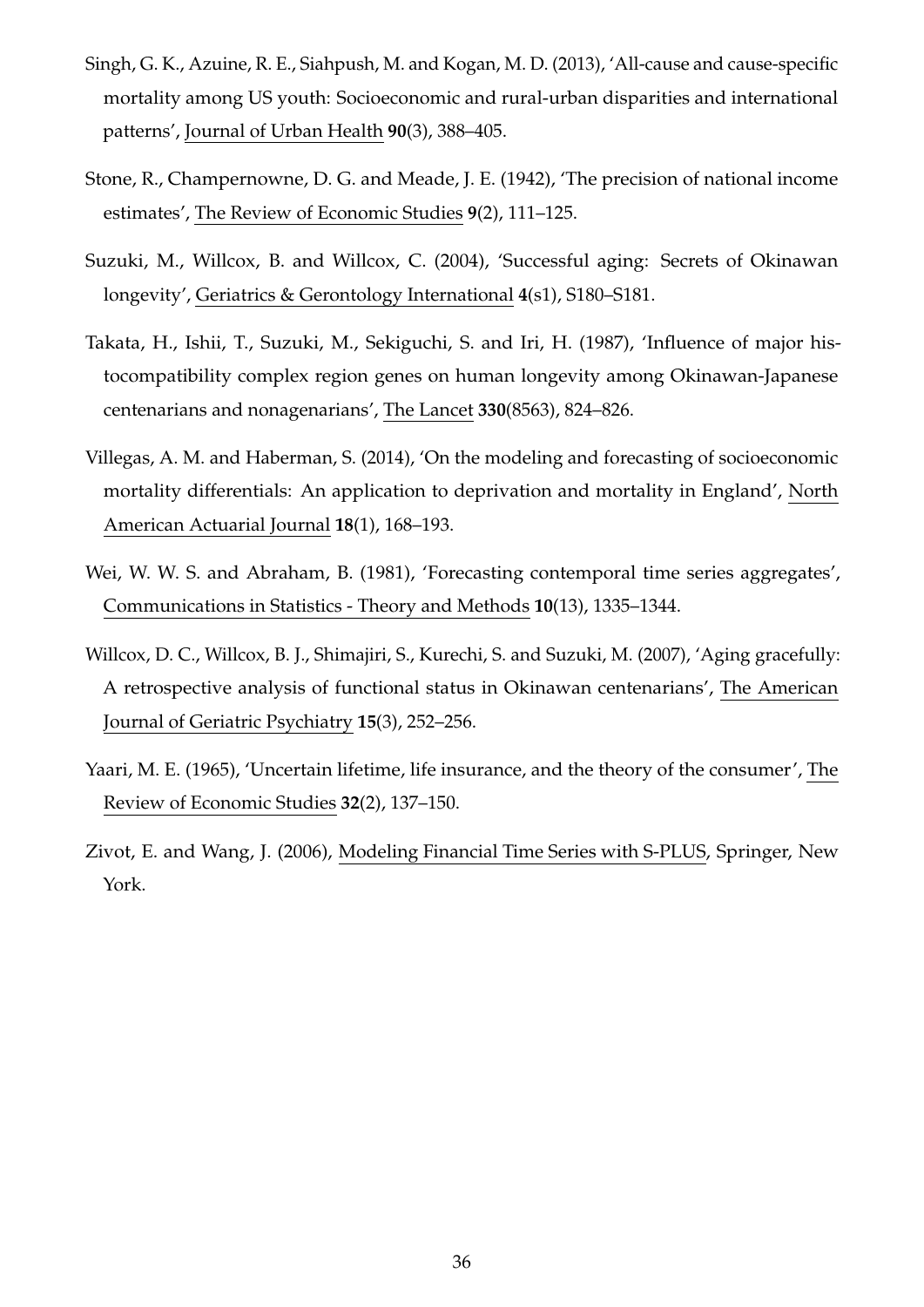Singh, G. K., Azuine, R. E., Siahpush, M. and Kogan, M. D. (2013), 'All-cause and cause-specific mortality among US youth: Socioeconomic and rural-urban disparities and international patterns', Journal of Urban Health **90**(3), 388–405.

Stone, R., Champernowne, D. G. and Meade, J. E. (1942), 'The precision of national income estimates', The Review of Economic Studies **9**(2), 111–125.

Suzuki, M., Willcox, B. and Willcox, C. (2004), 'Successful aging: Secrets of Okinawan longevity', Geriatrics & Gerontology International **4**(s1), S180–S181.

Takata, H., Ishii, T., Suzuki, M., Sekiguchi, S. and Iri, H. (1987), 'Influence of major histocompatibility complex region genes on human longevity among Okinawan-Japanese centenarians and nonagenarians', The Lancet **330**(8563), 824–826.

Villegas, A. M. and Haberman, S. (2014), 'On the modeling and forecasting of socioeconomic mortality differentials: An application to deprivation and mortality in England', North American Actuarial Journal **18**(1), 168–193.

Wei, W. W. S. and Abraham, B. (1981), 'Forecasting contemporal time series aggregates', Communications in Statistics - Theory and Methods **10**(13), 1335–1344.

Willcox, D. C., Willcox, B. J., Shimajiri, S., Kurechi, S. and Suzuki, M. (2007), 'Aging gracefully: A retrospective analysis of functional status in Okinawan centenarians', The American Journal of Geriatric Psychiatry **15**(3), 252–256.

Yaari, M. E. (1965), 'Uncertain lifetime, life insurance, and the theory of the consumer', The Review of Economic Studies **32**(2), 137–150.

Zivot, E. and Wang, J. (2006), Modeling Financial Time Series with S-PLUS, Springer, New York.